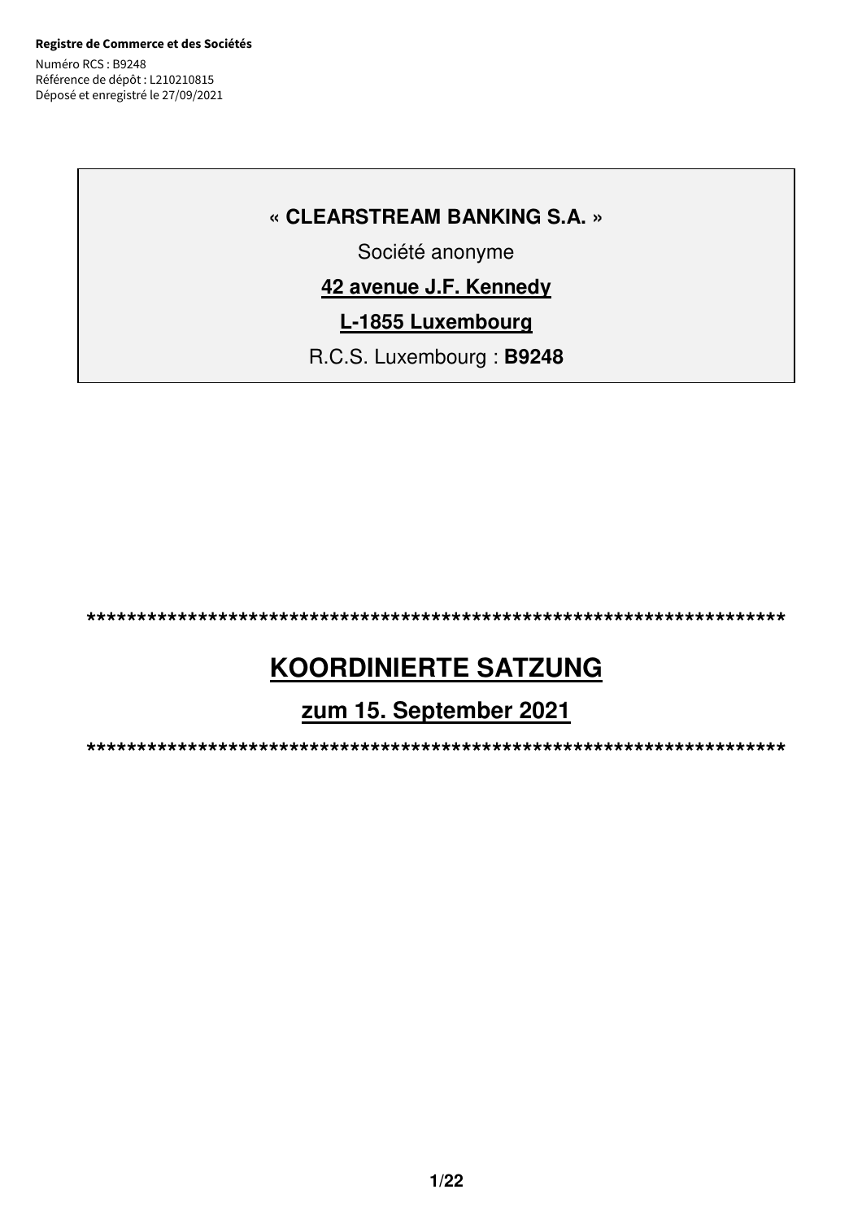**Registre de Commerce et des Sociétés**

Numéro RCS : B9248
Référence de dépôt : L210210815
Déposé et enregistré le 27/09/2021

**« CLEARSTREAM BANKING S.A. »**

Société anonyme

**42 avenue J.F. Kennedy**

**L-1855 Luxembourg**

R.C.S. Luxembourg : **B9248**

**************************************************************************

# KOORDINIERTE SATZUNG

## zum 15. September 2021

**************************************************************************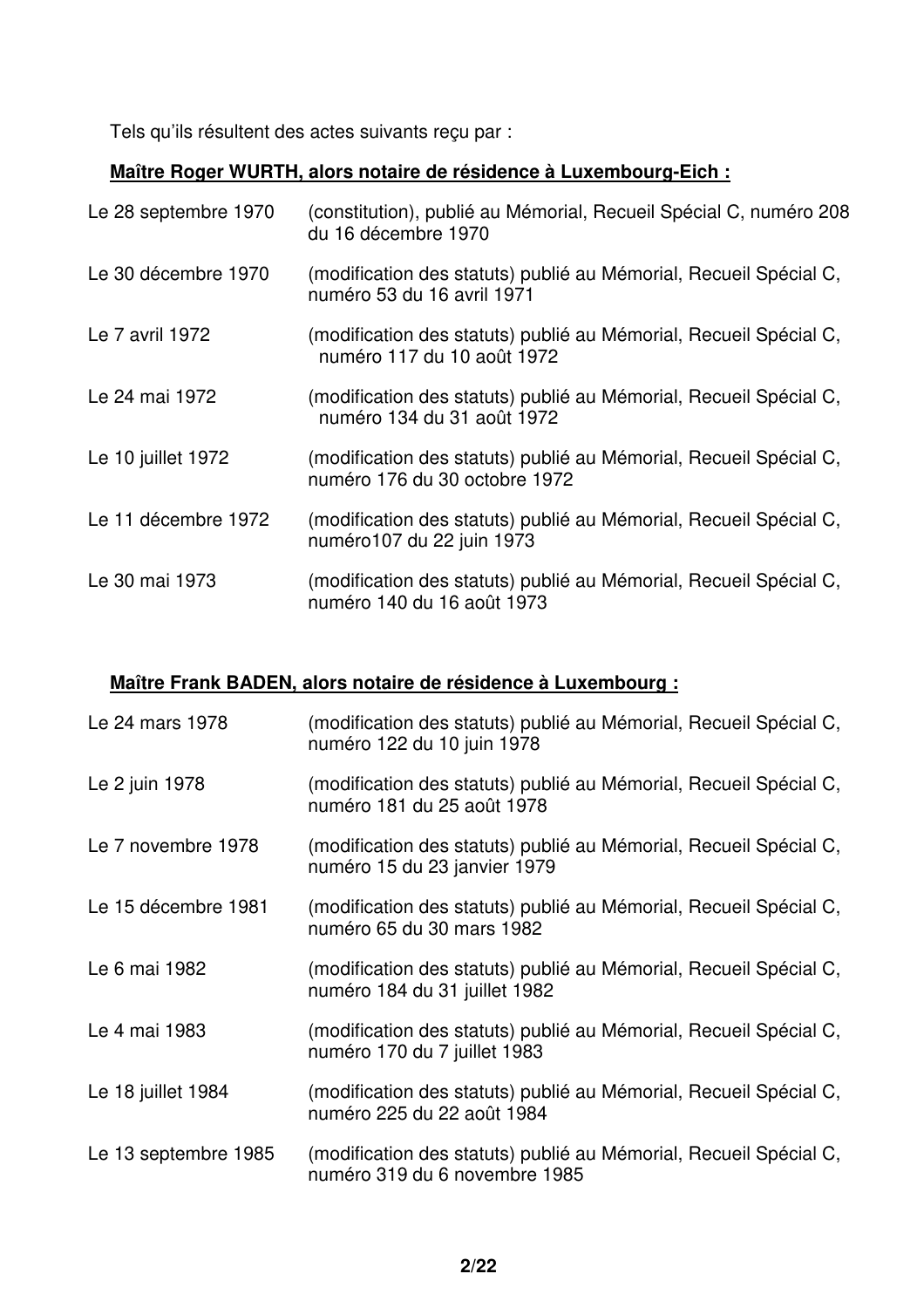Tels qu'ils résultent des actes suivants reçu par :

**Maître Roger WURTH, alors notaire de résidence à Luxembourg-Eich :**

| | |
|---|---|
| Le 28 septembre 1970 | (constitution), publié au Mémorial, Recueil Spécial C, numéro 208 du 16 décembre 1970 |
| Le 30 décembre 1970 | (modification des statuts) publié au Mémorial, Recueil Spécial C, numéro 53 du 16 avril 1971 |
| Le 7 avril 1972 | (modification des statuts) publié au Mémorial, Recueil Spécial C, numéro 117 du 10 août 1972 |
| Le 24 mai 1972 | (modification des statuts) publié au Mémorial, Recueil Spécial C, numéro 134 du 31 août 1972 |
| Le 10 juillet 1972 | (modification des statuts) publié au Mémorial, Recueil Spécial C, numéro 176 du 30 octobre 1972 |
| Le 11 décembre 1972 | (modification des statuts) publié au Mémorial, Recueil Spécial C, numéro107 du 22 juin 1973 |
| Le 30 mai 1973 | (modification des statuts) publié au Mémorial, Recueil Spécial C, numéro 140 du 16 août 1973 |

**Maître Frank BADEN, alors notaire de résidence à Luxembourg :**

| | |
|---|---|
| Le 24 mars 1978 | (modification des statuts) publié au Mémorial, Recueil Spécial C, numéro 122 du 10 juin 1978 |
| Le 2 juin 1978 | (modification des statuts) publié au Mémorial, Recueil Spécial C, numéro 181 du 25 août 1978 |
| Le 7 novembre 1978 | (modification des statuts) publié au Mémorial, Recueil Spécial C, numéro 15 du 23 janvier 1979 |
| Le 15 décembre 1981 | (modification des statuts) publié au Mémorial, Recueil Spécial C, numéro 65 du 30 mars 1982 |
| Le 6 mai 1982 | (modification des statuts) publié au Mémorial, Recueil Spécial C, numéro 184 du 31 juillet 1982 |
| Le 4 mai 1983 | (modification des statuts) publié au Mémorial, Recueil Spécial C, numéro 170 du 7 juillet 1983 |
| Le 18 juillet 1984 | (modification des statuts) publié au Mémorial, Recueil Spécial C, numéro 225 du 22 août 1984 |
| Le 13 septembre 1985 | (modification des statuts) publié au Mémorial, Recueil Spécial C, numéro 319 du 6 novembre 1985 |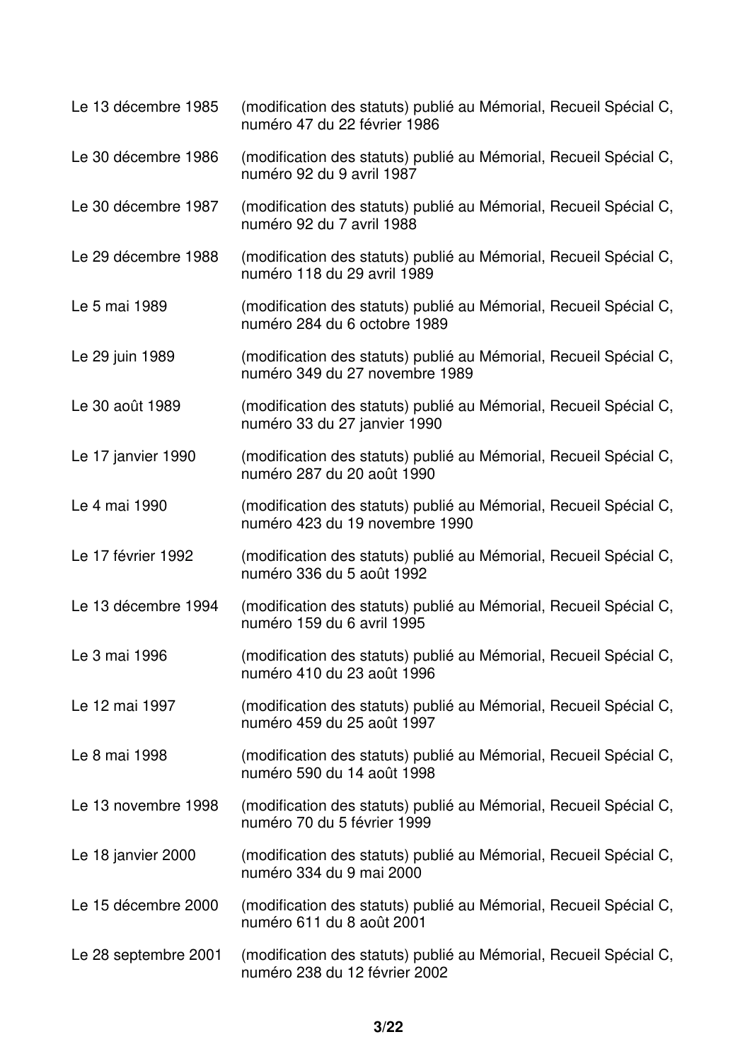| | |
|---|---|
| Le 13 décembre 1985 | (modification des statuts) publié au Mémorial, Recueil Spécial C, numéro 47 du 22 février 1986 |
| Le 30 décembre 1986 | (modification des statuts) publié au Mémorial, Recueil Spécial C, numéro 92 du 9 avril 1987 |
| Le 30 décembre 1987 | (modification des statuts) publié au Mémorial, Recueil Spécial C, numéro 92 du 7 avril 1988 |
| Le 29 décembre 1988 | (modification des statuts) publié au Mémorial, Recueil Spécial C, numéro 118 du 29 avril 1989 |
| Le 5 mai 1989 | (modification des statuts) publié au Mémorial, Recueil Spécial C, numéro 284 du 6 octobre 1989 |
| Le 29 juin 1989 | (modification des statuts) publié au Mémorial, Recueil Spécial C, numéro 349 du 27 novembre 1989 |
| Le 30 août 1989 | (modification des statuts) publié au Mémorial, Recueil Spécial C, numéro 33 du 27 janvier 1990 |
| Le 17 janvier 1990 | (modification des statuts) publié au Mémorial, Recueil Spécial C, numéro 287 du 20 août 1990 |
| Le 4 mai 1990 | (modification des statuts) publié au Mémorial, Recueil Spécial C, numéro 423 du 19 novembre 1990 |
| Le 17 février 1992 | (modification des statuts) publié au Mémorial, Recueil Spécial C, numéro 336 du 5 août 1992 |
| Le 13 décembre 1994 | (modification des statuts) publié au Mémorial, Recueil Spécial C, numéro 159 du 6 avril 1995 |
| Le 3 mai 1996 | (modification des statuts) publié au Mémorial, Recueil Spécial C, numéro 410 du 23 août 1996 |
| Le 12 mai 1997 | (modification des statuts) publié au Mémorial, Recueil Spécial C, numéro 459 du 25 août 1997 |
| Le 8 mai 1998 | (modification des statuts) publié au Mémorial, Recueil Spécial C, numéro 590 du 14 août 1998 |
| Le 13 novembre 1998 | (modification des statuts) publié au Mémorial, Recueil Spécial C, numéro 70 du 5 février 1999 |
| Le 18 janvier 2000 | (modification des statuts) publié au Mémorial, Recueil Spécial C, numéro 334 du 9 mai 2000 |
| Le 15 décembre 2000 | (modification des statuts) publié au Mémorial, Recueil Spécial C, numéro 611 du 8 août 2001 |
| Le 28 septembre 2001 | (modification des statuts) publié au Mémorial, Recueil Spécial C, numéro 238 du 12 février 2002 |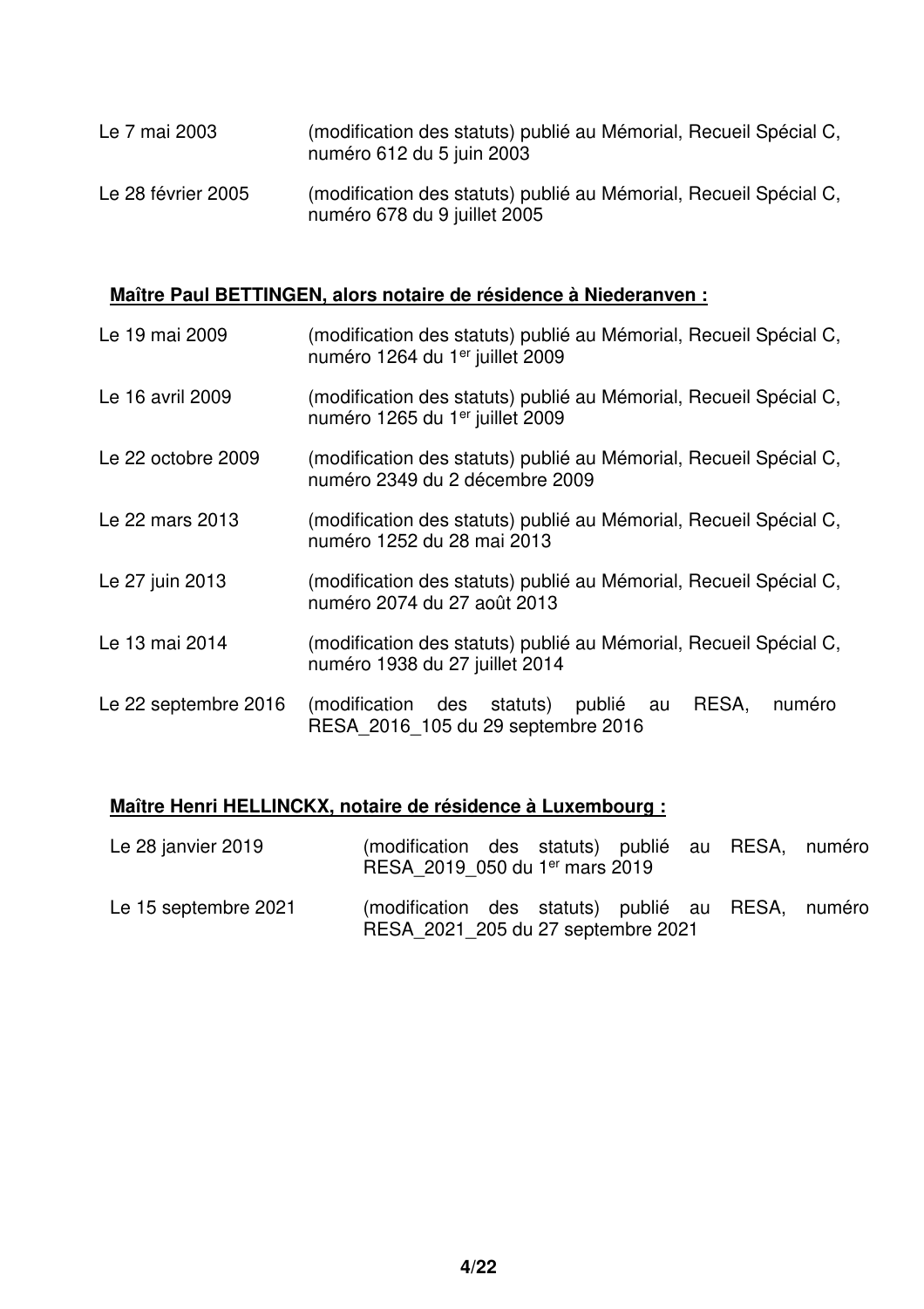Le 7 mai 2003 (modification des statuts) publié au Mémorial, Recueil Spécial C, numéro 612 du 5 juin 2003

Le 28 février 2005 (modification des statuts) publié au Mémorial, Recueil Spécial C, numéro 678 du 9 juillet 2005

**Maître Paul BETTINGEN, alors notaire de résidence à Niederanven :**

Le 19 mai 2009 (modification des statuts) publié au Mémorial, Recueil Spécial C, numéro 1264 du 1er juillet 2009

Le 16 avril 2009 (modification des statuts) publié au Mémorial, Recueil Spécial C, numéro 1265 du 1er juillet 2009

Le 22 octobre 2009 (modification des statuts) publié au Mémorial, Recueil Spécial C, numéro 2349 du 2 décembre 2009

Le 22 mars 2013 (modification des statuts) publié au Mémorial, Recueil Spécial C, numéro 1252 du 28 mai 2013

Le 27 juin 2013 (modification des statuts) publié au Mémorial, Recueil Spécial C, numéro 2074 du 27 août 2013

Le 13 mai 2014 (modification des statuts) publié au Mémorial, Recueil Spécial C, numéro 1938 du 27 juillet 2014

Le 22 septembre 2016 (modification des statuts) publié au RESA, numéro RESA_2016_105 du 29 septembre 2016

**Maître Henri HELLINCKX, notaire de résidence à Luxembourg :**

Le 28 janvier 2019 (modification des statuts) publié au RESA, numéro RESA_2019_050 du 1er mars 2019

Le 15 septembre 2021 (modification des statuts) publié au RESA, numéro RESA_2021_205 du 27 septembre 2021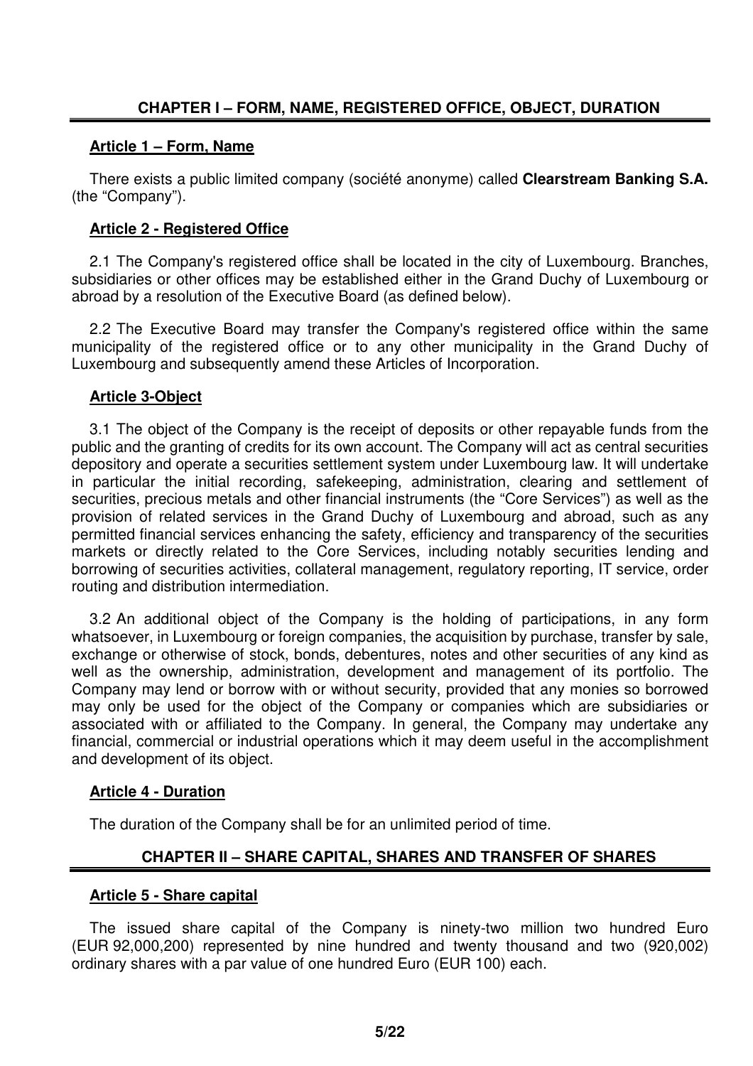## CHAPTER I – FORM, NAME, REGISTERED OFFICE, OBJECT, DURATION

### Article 1 – Form, Name

There exists a public limited company (société anonyme) called **Clearstream Banking S.A.** (the "Company").

### Article 2 - Registered Office

2.1 The Company's registered office shall be located in the city of Luxembourg. Branches, subsidiaries or other offices may be established either in the Grand Duchy of Luxembourg or abroad by a resolution of the Executive Board (as defined below).

2.2 The Executive Board may transfer the Company's registered office within the same municipality of the registered office or to any other municipality in the Grand Duchy of Luxembourg and subsequently amend these Articles of Incorporation.

### Article 3-Object

3.1 The object of the Company is the receipt of deposits or other repayable funds from the public and the granting of credits for its own account. The Company will act as central securities depository and operate a securities settlement system under Luxembourg law. It will undertake in particular the initial recording, safekeeping, administration, clearing and settlement of securities, precious metals and other financial instruments (the "Core Services") as well as the provision of related services in the Grand Duchy of Luxembourg and abroad, such as any permitted financial services enhancing the safety, efficiency and transparency of the securities markets or directly related to the Core Services, including notably securities lending and borrowing of securities activities, collateral management, regulatory reporting, IT service, order routing and distribution intermediation.

3.2 An additional object of the Company is the holding of participations, in any form whatsoever, in Luxembourg or foreign companies, the acquisition by purchase, transfer by sale, exchange or otherwise of stock, bonds, debentures, notes and other securities of any kind as well as the ownership, administration, development and management of its portfolio. The Company may lend or borrow with or without security, provided that any monies so borrowed may only be used for the object of the Company or companies which are subsidiaries or associated with or affiliated to the Company. In general, the Company may undertake any financial, commercial or industrial operations which it may deem useful in the accomplishment and development of its object.

### Article 4 - Duration

The duration of the Company shall be for an unlimited period of time.

## CHAPTER II – SHARE CAPITAL, SHARES AND TRANSFER OF SHARES

### Article 5 - Share capital

The issued share capital of the Company is ninety-two million two hundred Euro (EUR 92,000,200) represented by nine hundred and twenty thousand and two (920,002) ordinary shares with a par value of one hundred Euro (EUR 100) each.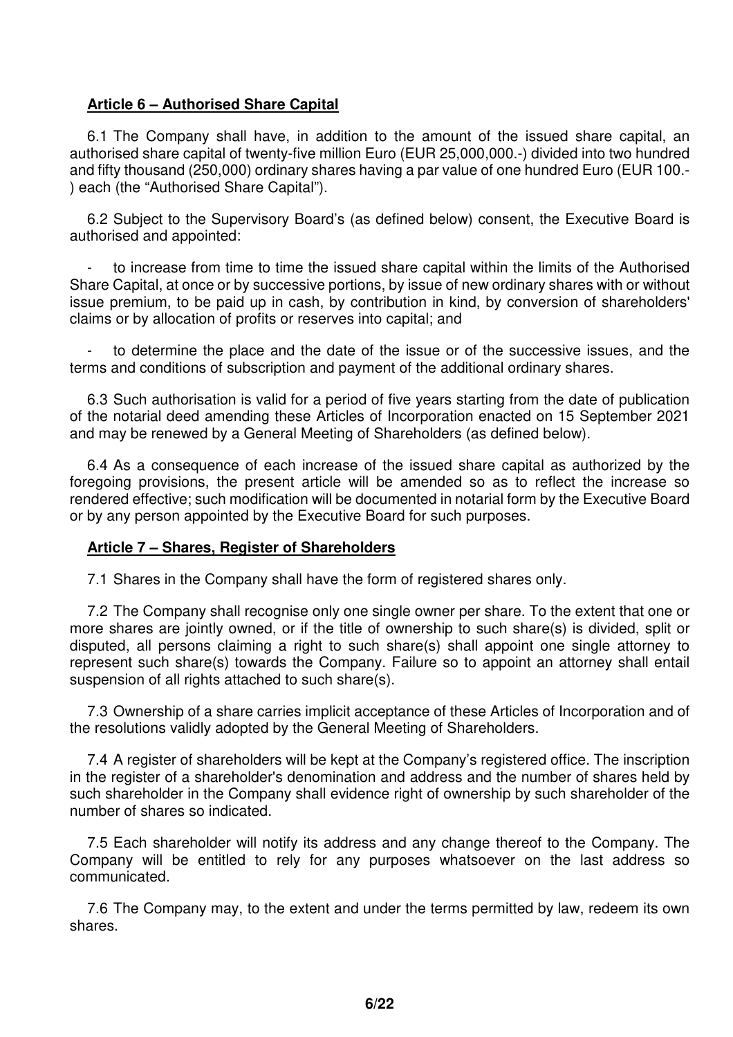## Article 6 – Authorised Share Capital

6.1 The Company shall have, in addition to the amount of the issued share capital, an authorised share capital of twenty-five million Euro (EUR 25,000,000.-) divided into two hundred and fifty thousand (250,000) ordinary shares having a par value of one hundred Euro (EUR 100.-) each (the "Authorised Share Capital").

6.2 Subject to the Supervisory Board's (as defined below) consent, the Executive Board is authorised and appointed:

- to increase from time to time the issued share capital within the limits of the Authorised Share Capital, at once or by successive portions, by issue of new ordinary shares with or without issue premium, to be paid up in cash, by contribution in kind, by conversion of shareholders' claims or by allocation of profits or reserves into capital; and
- to determine the place and the date of the issue or of the successive issues, and the terms and conditions of subscription and payment of the additional ordinary shares.

6.3 Such authorisation is valid for a period of five years starting from the date of publication of the notarial deed amending these Articles of Incorporation enacted on 15 September 2021 and may be renewed by a General Meeting of Shareholders (as defined below).

6.4 As a consequence of each increase of the issued share capital as authorized by the foregoing provisions, the present article will be amended so as to reflect the increase so rendered effective; such modification will be documented in notarial form by the Executive Board or by any person appointed by the Executive Board for such purposes.

## Article 7 – Shares, Register of Shareholders

7.1 Shares in the Company shall have the form of registered shares only.

7.2 The Company shall recognise only one single owner per share. To the extent that one or more shares are jointly owned, or if the title of ownership to such share(s) is divided, split or disputed, all persons claiming a right to such share(s) shall appoint one single attorney to represent such share(s) towards the Company. Failure so to appoint an attorney shall entail suspension of all rights attached to such share(s).

7.3 Ownership of a share carries implicit acceptance of these Articles of Incorporation and of the resolutions validly adopted by the General Meeting of Shareholders.

7.4 A register of shareholders will be kept at the Company's registered office. The inscription in the register of a shareholder's denomination and address and the number of shares held by such shareholder in the Company shall evidence right of ownership by such shareholder of the number of shares so indicated.

7.5 Each shareholder will notify its address and any change thereof to the Company. The Company will be entitled to rely for any purposes whatsoever on the last address so communicated.

7.6 The Company may, to the extent and under the terms permitted by law, redeem its own shares.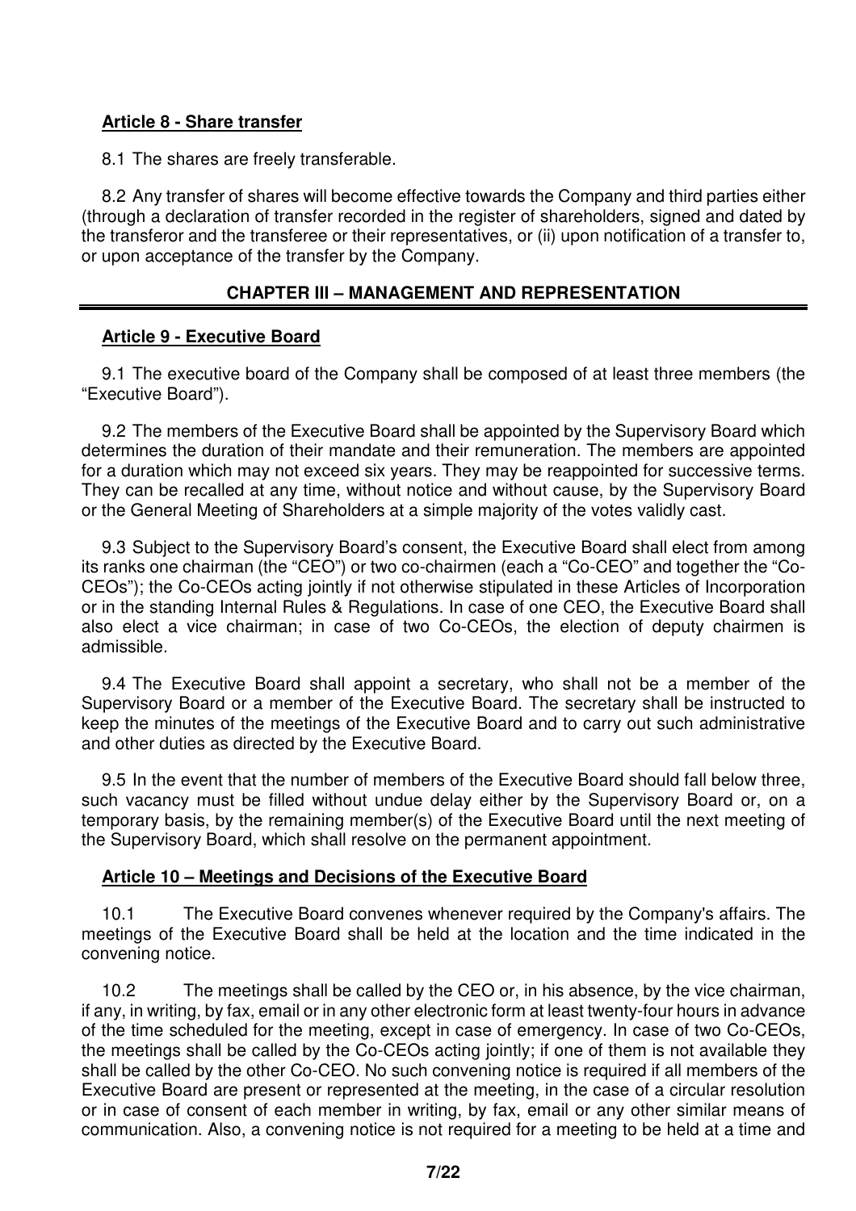**Article 8 - Share transfer**

8.1 The shares are freely transferable.

8.2 Any transfer of shares will become effective towards the Company and third parties either (through a declaration of transfer recorded in the register of shareholders, signed and dated by the transferor and the transferee or their representatives, or (ii) upon notification of a transfer to, or upon acceptance of the transfer by the Company.

## CHAPTER III – MANAGEMENT AND REPRESENTATION

**Article 9 - Executive Board**

9.1 The executive board of the Company shall be composed of at least three members (the "Executive Board").

9.2 The members of the Executive Board shall be appointed by the Supervisory Board which determines the duration of their mandate and their remuneration. The members are appointed for a duration which may not exceed six years. They may be reappointed for successive terms. They can be recalled at any time, without notice and without cause, by the Supervisory Board or the General Meeting of Shareholders at a simple majority of the votes validly cast.

9.3 Subject to the Supervisory Board's consent, the Executive Board shall elect from among its ranks one chairman (the "CEO") or two co-chairmen (each a "Co-CEO" and together the "Co-CEOs"); the Co-CEOs acting jointly if not otherwise stipulated in these Articles of Incorporation or in the standing Internal Rules & Regulations. In case of one CEO, the Executive Board shall also elect a vice chairman; in case of two Co-CEOs, the election of deputy chairmen is admissible.

9.4 The Executive Board shall appoint a secretary, who shall not be a member of the Supervisory Board or a member of the Executive Board. The secretary shall be instructed to keep the minutes of the meetings of the Executive Board and to carry out such administrative and other duties as directed by the Executive Board.

9.5 In the event that the number of members of the Executive Board should fall below three, such vacancy must be filled without undue delay either by the Supervisory Board or, on a temporary basis, by the remaining member(s) of the Executive Board until the next meeting of the Supervisory Board, which shall resolve on the permanent appointment.

**Article 10 – Meetings and Decisions of the Executive Board**

10.1 The Executive Board convenes whenever required by the Company's affairs. The meetings of the Executive Board shall be held at the location and the time indicated in the convening notice.

10.2 The meetings shall be called by the CEO or, in his absence, by the vice chairman, if any, in writing, by fax, email or in any other electronic form at least twenty-four hours in advance of the time scheduled for the meeting, except in case of emergency. In case of two Co-CEOs, the meetings shall be called by the Co-CEOs acting jointly; if one of them is not available they shall be called by the other Co-CEO. No such convening notice is required if all members of the Executive Board are present or represented at the meeting, in the case of a circular resolution or in case of consent of each member in writing, by fax, email or any other similar means of communication. Also, a convening notice is not required for a meeting to be held at a time and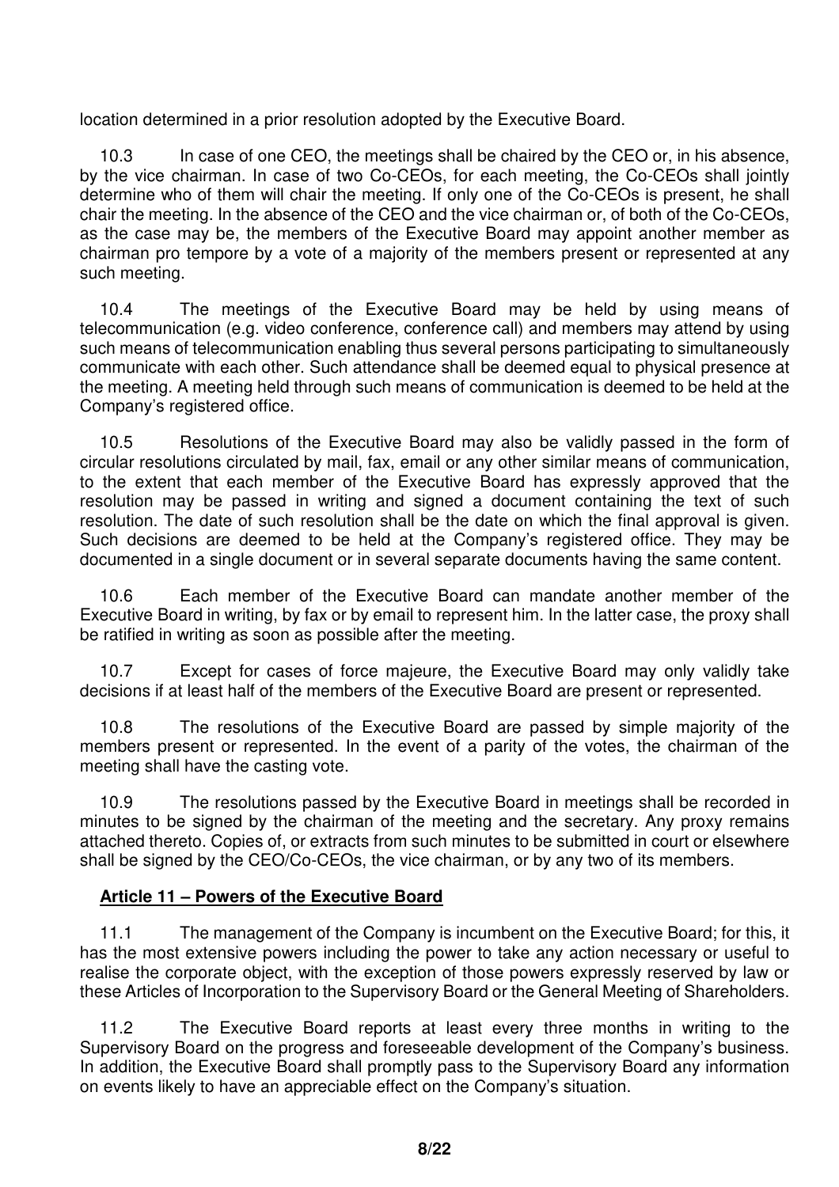location determined in a prior resolution adopted by the Executive Board.

10.3 In case of one CEO, the meetings shall be chaired by the CEO or, in his absence, by the vice chairman. In case of two Co-CEOs, for each meeting, the Co-CEOs shall jointly determine who of them will chair the meeting. If only one of the Co-CEOs is present, he shall chair the meeting. In the absence of the CEO and the vice chairman or, of both of the Co-CEOs, as the case may be, the members of the Executive Board may appoint another member as chairman pro tempore by a vote of a majority of the members present or represented at any such meeting.

10.4 The meetings of the Executive Board may be held by using means of telecommunication (e.g. video conference, conference call) and members may attend by using such means of telecommunication enabling thus several persons participating to simultaneously communicate with each other. Such attendance shall be deemed equal to physical presence at the meeting. A meeting held through such means of communication is deemed to be held at the Company's registered office.

10.5 Resolutions of the Executive Board may also be validly passed in the form of circular resolutions circulated by mail, fax, email or any other similar means of communication, to the extent that each member of the Executive Board has expressly approved that the resolution may be passed in writing and signed a document containing the text of such resolution. The date of such resolution shall be the date on which the final approval is given. Such decisions are deemed to be held at the Company's registered office. They may be documented in a single document or in several separate documents having the same content.

10.6 Each member of the Executive Board can mandate another member of the Executive Board in writing, by fax or by email to represent him. In the latter case, the proxy shall be ratified in writing as soon as possible after the meeting.

10.7 Except for cases of force majeure, the Executive Board may only validly take decisions if at least half of the members of the Executive Board are present or represented.

10.8 The resolutions of the Executive Board are passed by simple majority of the members present or represented. In the event of a parity of the votes, the chairman of the meeting shall have the casting vote.

10.9 The resolutions passed by the Executive Board in meetings shall be recorded in minutes to be signed by the chairman of the meeting and the secretary. Any proxy remains attached thereto. Copies of, or extracts from such minutes to be submitted in court or elsewhere shall be signed by the CEO/Co-CEOs, the vice chairman, or by any two of its members.

## Article 11 – Powers of the Executive Board

11.1 The management of the Company is incumbent on the Executive Board; for this, it has the most extensive powers including the power to take any action necessary or useful to realise the corporate object, with the exception of those powers expressly reserved by law or these Articles of Incorporation to the Supervisory Board or the General Meeting of Shareholders.

11.2 The Executive Board reports at least every three months in writing to the Supervisory Board on the progress and foreseeable development of the Company's business. In addition, the Executive Board shall promptly pass to the Supervisory Board any information on events likely to have an appreciable effect on the Company's situation.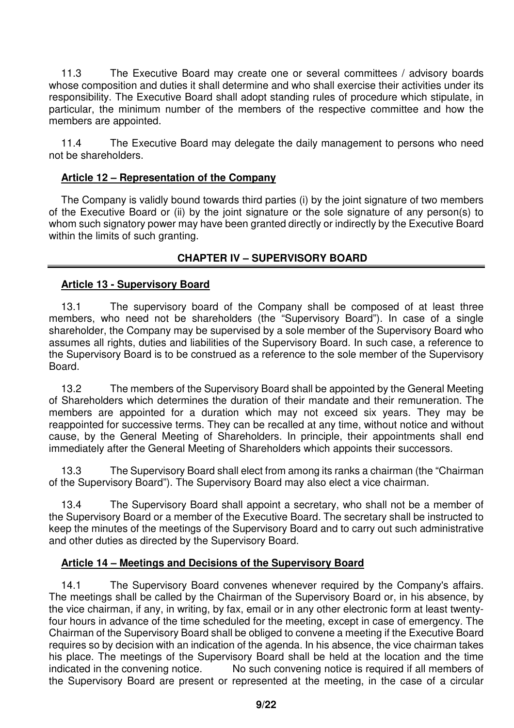11.3 The Executive Board may create one or several committees / advisory boards whose composition and duties it shall determine and who shall exercise their activities under its responsibility. The Executive Board shall adopt standing rules of procedure which stipulate, in particular, the minimum number of the members of the respective committee and how the members are appointed.

11.4 The Executive Board may delegate the daily management to persons who need not be shareholders.

**Article 12 – Representation of the Company**

The Company is validly bound towards third parties (i) by the joint signature of two members of the Executive Board or (ii) by the joint signature or the sole signature of any person(s) to whom such signatory power may have been granted directly or indirectly by the Executive Board within the limits of such granting.

## CHAPTER IV – SUPERVISORY BOARD

**Article 13 - Supervisory Board**

13.1 The supervisory board of the Company shall be composed of at least three members, who need not be shareholders (the "Supervisory Board"). In case of a single shareholder, the Company may be supervised by a sole member of the Supervisory Board who assumes all rights, duties and liabilities of the Supervisory Board. In such case, a reference to the Supervisory Board is to be construed as a reference to the sole member of the Supervisory Board.

13.2 The members of the Supervisory Board shall be appointed by the General Meeting of Shareholders which determines the duration of their mandate and their remuneration. The members are appointed for a duration which may not exceed six years. They may be reappointed for successive terms. They can be recalled at any time, without notice and without cause, by the General Meeting of Shareholders. In principle, their appointments shall end immediately after the General Meeting of Shareholders which appoints their successors.

13.3 The Supervisory Board shall elect from among its ranks a chairman (the "Chairman of the Supervisory Board"). The Supervisory Board may also elect a vice chairman.

13.4 The Supervisory Board shall appoint a secretary, who shall not be a member of the Supervisory Board or a member of the Executive Board. The secretary shall be instructed to keep the minutes of the meetings of the Supervisory Board and to carry out such administrative and other duties as directed by the Supervisory Board.

**Article 14 – Meetings and Decisions of the Supervisory Board**

14.1 The Supervisory Board convenes whenever required by the Company's affairs. The meetings shall be called by the Chairman of the Supervisory Board or, in his absence, by the vice chairman, if any, in writing, by fax, email or in any other electronic form at least twenty-four hours in advance of the time scheduled for the meeting, except in case of emergency. The Chairman of the Supervisory Board shall be obliged to convene a meeting if the Executive Board requires so by decision with an indication of the agenda. In his absence, the vice chairman takes his place. The meetings of the Supervisory Board shall be held at the location and the time indicated in the convening notice. No such convening notice is required if all members of the Supervisory Board are present or represented at the meeting, in the case of a circular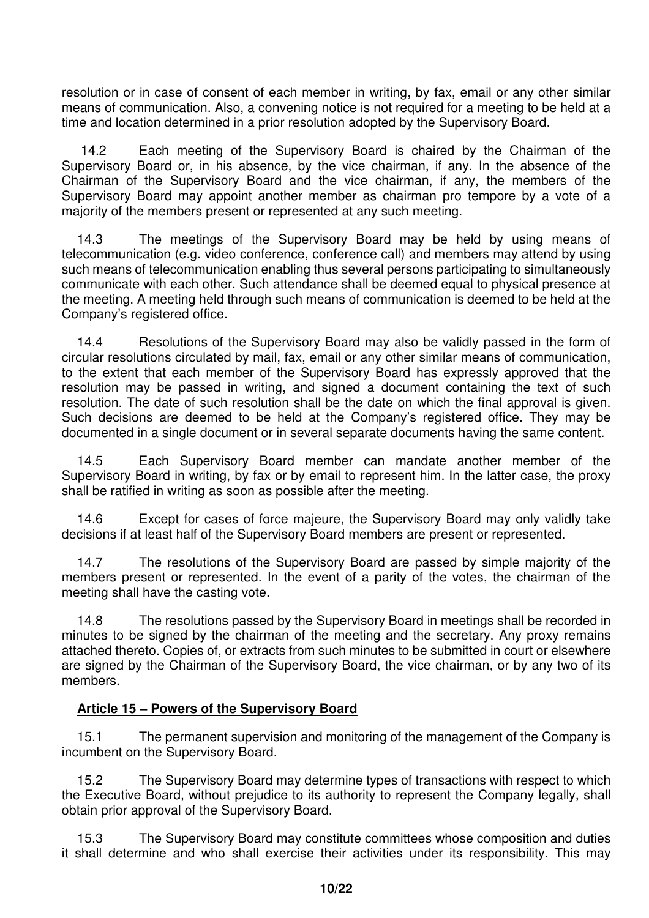resolution or in case of consent of each member in writing, by fax, email or any other similar means of communication. Also, a convening notice is not required for a meeting to be held at a time and location determined in a prior resolution adopted by the Supervisory Board.

14.2 Each meeting of the Supervisory Board is chaired by the Chairman of the Supervisory Board or, in his absence, by the vice chairman, if any. In the absence of the Chairman of the Supervisory Board and the vice chairman, if any, the members of the Supervisory Board may appoint another member as chairman pro tempore by a vote of a majority of the members present or represented at any such meeting.

14.3 The meetings of the Supervisory Board may be held by using means of telecommunication (e.g. video conference, conference call) and members may attend by using such means of telecommunication enabling thus several persons participating to simultaneously communicate with each other. Such attendance shall be deemed equal to physical presence at the meeting. A meeting held through such means of communication is deemed to be held at the Company's registered office.

14.4 Resolutions of the Supervisory Board may also be validly passed in the form of circular resolutions circulated by mail, fax, email or any other similar means of communication, to the extent that each member of the Supervisory Board has expressly approved that the resolution may be passed in writing, and signed a document containing the text of such resolution. The date of such resolution shall be the date on which the final approval is given. Such decisions are deemed to be held at the Company's registered office. They may be documented in a single document or in several separate documents having the same content.

14.5 Each Supervisory Board member can mandate another member of the Supervisory Board in writing, by fax or by email to represent him. In the latter case, the proxy shall be ratified in writing as soon as possible after the meeting.

14.6 Except for cases of force majeure, the Supervisory Board may only validly take decisions if at least half of the Supervisory Board members are present or represented.

14.7 The resolutions of the Supervisory Board are passed by simple majority of the members present or represented. In the event of a parity of the votes, the chairman of the meeting shall have the casting vote.

14.8 The resolutions passed by the Supervisory Board in meetings shall be recorded in minutes to be signed by the chairman of the meeting and the secretary. Any proxy remains attached thereto. Copies of, or extracts from such minutes to be submitted in court or elsewhere are signed by the Chairman of the Supervisory Board, the vice chairman, or by any two of its members.

**Article 15 – Powers of the Supervisory Board**

15.1 The permanent supervision and monitoring of the management of the Company is incumbent on the Supervisory Board.

15.2 The Supervisory Board may determine types of transactions with respect to which the Executive Board, without prejudice to its authority to represent the Company legally, shall obtain prior approval of the Supervisory Board.

15.3 The Supervisory Board may constitute committees whose composition and duties it shall determine and who shall exercise their activities under its responsibility. This may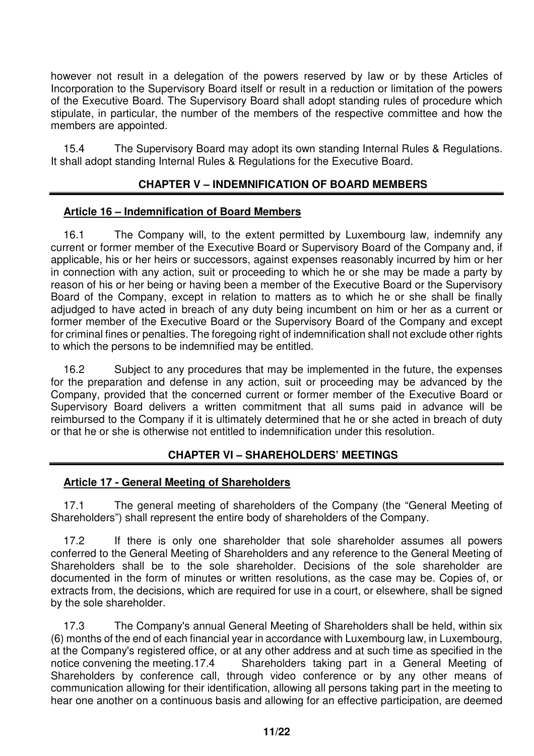however not result in a delegation of the powers reserved by law or by these Articles of Incorporation to the Supervisory Board itself or result in a reduction or limitation of the powers of the Executive Board. The Supervisory Board shall adopt standing rules of procedure which stipulate, in particular, the number of the members of the respective committee and how the members are appointed.

15.4 The Supervisory Board may adopt its own standing Internal Rules & Regulations. It shall adopt standing Internal Rules & Regulations for the Executive Board.

## CHAPTER V – INDEMNIFICATION OF BOARD MEMBERS

### Article 16 – Indemnification of Board Members

16.1 The Company will, to the extent permitted by Luxembourg law, indemnify any current or former member of the Executive Board or Supervisory Board of the Company and, if applicable, his or her heirs or successors, against expenses reasonably incurred by him or her in connection with any action, suit or proceeding to which he or she may be made a party by reason of his or her being or having been a member of the Executive Board or the Supervisory Board of the Company, except in relation to matters as to which he or she shall be finally adjudged to have acted in breach of any duty being incumbent on him or her as a current or former member of the Executive Board or the Supervisory Board of the Company and except for criminal fines or penalties. The foregoing right of indemnification shall not exclude other rights to which the persons to be indemnified may be entitled.

16.2 Subject to any procedures that may be implemented in the future, the expenses for the preparation and defense in any action, suit or proceeding may be advanced by the Company, provided that the concerned current or former member of the Executive Board or Supervisory Board delivers a written commitment that all sums paid in advance will be reimbursed to the Company if it is ultimately determined that he or she acted in breach of duty or that he or she is otherwise not entitled to indemnification under this resolution.

## CHAPTER VI – SHAREHOLDERS' MEETINGS

### Article 17 - General Meeting of Shareholders

17.1 The general meeting of shareholders of the Company (the "General Meeting of Shareholders") shall represent the entire body of shareholders of the Company.

17.2 If there is only one shareholder that sole shareholder assumes all powers conferred to the General Meeting of Shareholders and any reference to the General Meeting of Shareholders shall be to the sole shareholder. Decisions of the sole shareholder are documented in the form of minutes or written resolutions, as the case may be. Copies of, or extracts from, the decisions, which are required for use in a court, or elsewhere, shall be signed by the sole shareholder.

17.3 The Company's annual General Meeting of Shareholders shall be held, within six (6) months of the end of each financial year in accordance with Luxembourg law, in Luxembourg, at the Company's registered office, or at any other address and at such time as specified in the notice convening the meeting.17.4 Shareholders taking part in a General Meeting of Shareholders by conference call, through video conference or by any other means of communication allowing for their identification, allowing all persons taking part in the meeting to hear one another on a continuous basis and allowing for an effective participation, are deemed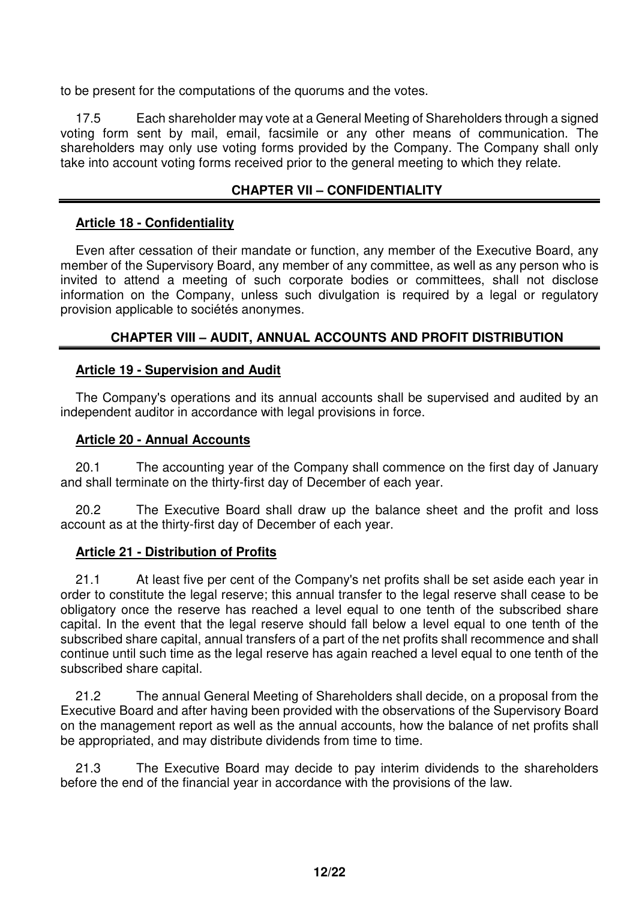to be present for the computations of the quorums and the votes.

17.5 Each shareholder may vote at a General Meeting of Shareholders through a signed voting form sent by mail, email, facsimile or any other means of communication. The shareholders may only use voting forms provided by the Company. The Company shall only take into account voting forms received prior to the general meeting to which they relate.

## CHAPTER VII – CONFIDENTIALITY

### Article 18 - Confidentiality

Even after cessation of their mandate or function, any member of the Executive Board, any member of the Supervisory Board, any member of any committee, as well as any person who is invited to attend a meeting of such corporate bodies or committees, shall not disclose information on the Company, unless such divulgation is required by a legal or regulatory provision applicable to sociétés anonymes.

## CHAPTER VIII – AUDIT, ANNUAL ACCOUNTS AND PROFIT DISTRIBUTION

### Article 19 - Supervision and Audit

The Company's operations and its annual accounts shall be supervised and audited by an independent auditor in accordance with legal provisions in force.

### Article 20 - Annual Accounts

20.1 The accounting year of the Company shall commence on the first day of January and shall terminate on the thirty-first day of December of each year.

20.2 The Executive Board shall draw up the balance sheet and the profit and loss account as at the thirty-first day of December of each year.

### Article 21 - Distribution of Profits

21.1 At least five per cent of the Company's net profits shall be set aside each year in order to constitute the legal reserve; this annual transfer to the legal reserve shall cease to be obligatory once the reserve has reached a level equal to one tenth of the subscribed share capital. In the event that the legal reserve should fall below a level equal to one tenth of the subscribed share capital, annual transfers of a part of the net profits shall recommence and shall continue until such time as the legal reserve has again reached a level equal to one tenth of the subscribed share capital.

21.2 The annual General Meeting of Shareholders shall decide, on a proposal from the Executive Board and after having been provided with the observations of the Supervisory Board on the management report as well as the annual accounts, how the balance of net profits shall be appropriated, and may distribute dividends from time to time.

21.3 The Executive Board may decide to pay interim dividends to the shareholders before the end of the financial year in accordance with the provisions of the law.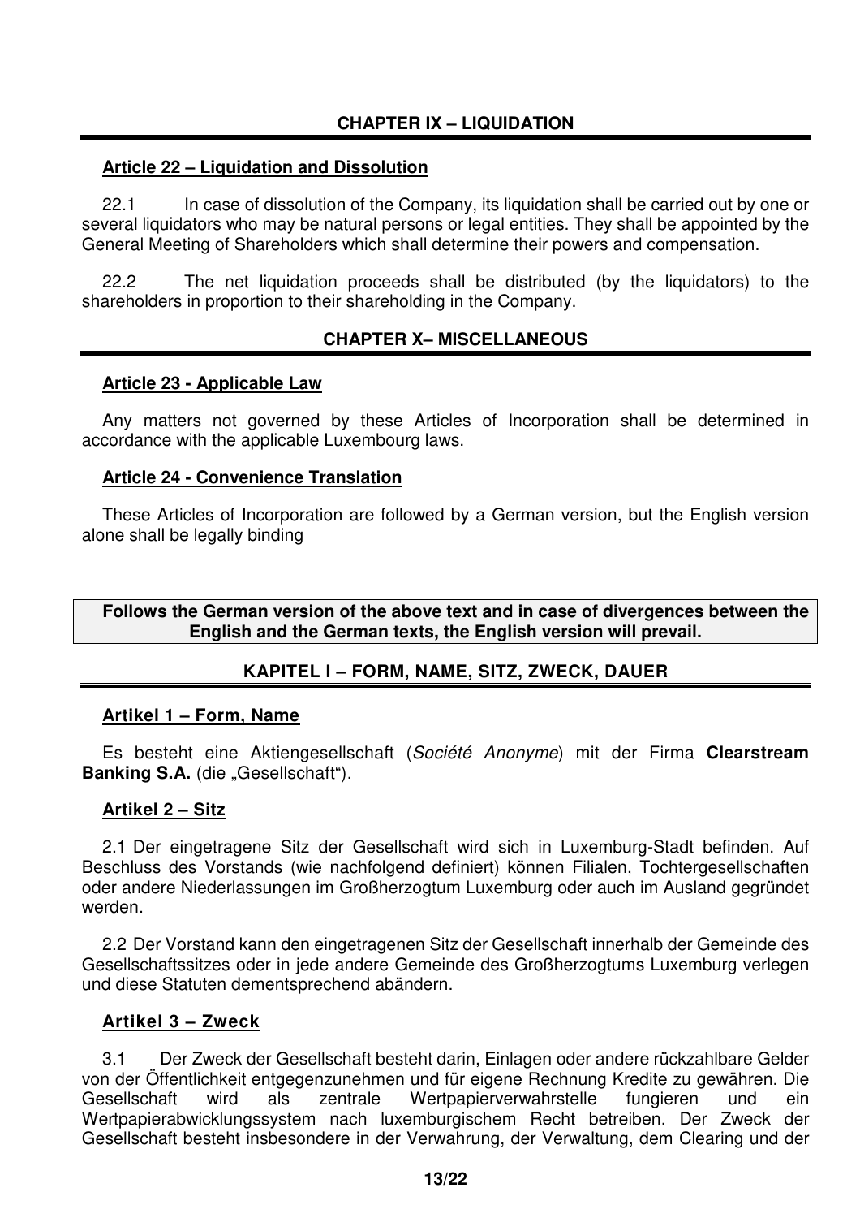## CHAPTER IX – LIQUIDATION

### Article 22 – Liquidation and Dissolution

22.1 In case of dissolution of the Company, its liquidation shall be carried out by one or several liquidators who may be natural persons or legal entities. They shall be appointed by the General Meeting of Shareholders which shall determine their powers and compensation.

22.2 The net liquidation proceeds shall be distributed (by the liquidators) to the shareholders in proportion to their shareholding in the Company.

## CHAPTER X– MISCELLANEOUS

### Article 23 - Applicable Law

Any matters not governed by these Articles of Incorporation shall be determined in accordance with the applicable Luxembourg laws.

### Article 24 - Convenience Translation

These Articles of Incorporation are followed by a German version, but the English version alone shall be legally binding

**Follows the German version of the above text and in case of divergences between the English and the German texts, the English version will prevail.**

## KAPITEL I – FORM, NAME, SITZ, ZWECK, DAUER

### Artikel 1 – Form, Name

Es besteht eine Aktiengesellschaft (*Société Anonyme*) mit der Firma **Clearstream Banking S.A.** (die „Gesellschaft").

### Artikel 2 – Sitz

2.1 Der eingetragene Sitz der Gesellschaft wird sich in Luxemburg-Stadt befinden. Auf Beschluss des Vorstands (wie nachfolgend definiert) können Filialen, Tochtergesellschaften oder andere Niederlassungen im Großherzogtum Luxemburg oder auch im Ausland gegründet werden.

2.2 Der Vorstand kann den eingetragenen Sitz der Gesellschaft innerhalb der Gemeinde des Gesellschaftssitzes oder in jede andere Gemeinde des Großherzogtums Luxemburg verlegen und diese Statuten dementsprechend abändern.

### Artikel 3 – Zweck

3.1 Der Zweck der Gesellschaft besteht darin, Einlagen oder andere rückzahlbare Gelder von der Öffentlichkeit entgegenzunehmen und für eigene Rechnung Kredite zu gewähren. Die Gesellschaft wird als zentrale Wertpapierverwahrstelle fungieren und ein Wertpapierabwicklungssystem nach luxemburgischem Recht betreiben. Der Zweck der Gesellschaft besteht insbesondere in der Verwahrung, der Verwaltung, dem Clearing und der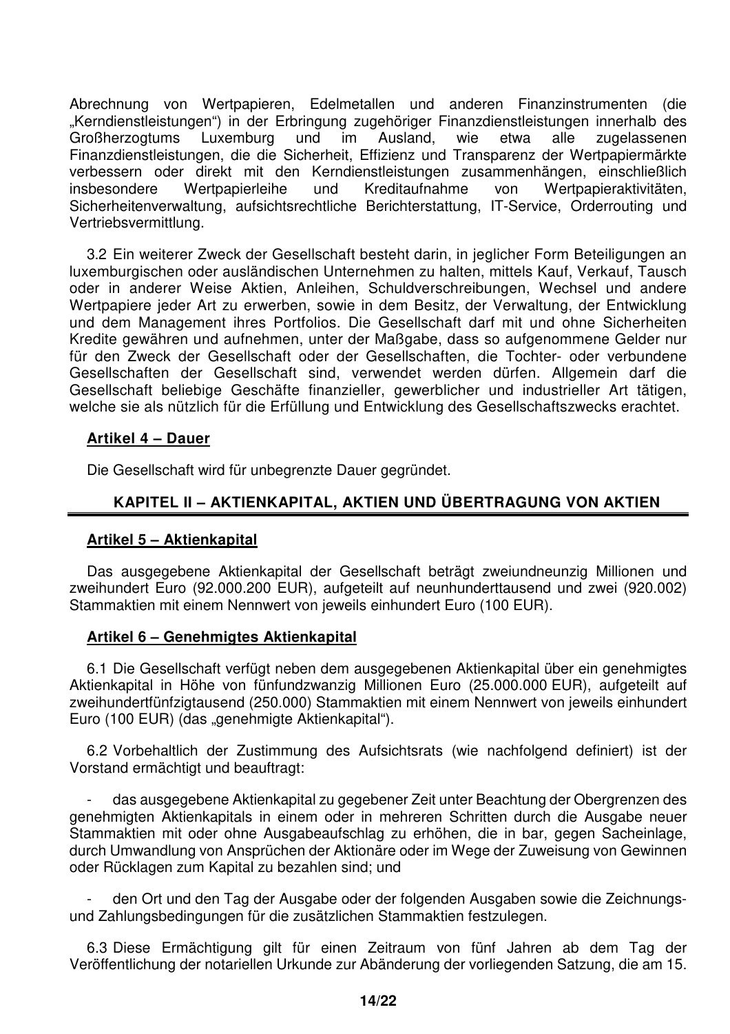Abrechnung von Wertpapieren, Edelmetallen und anderen Finanzinstrumenten (die „Kerndienstleistungen") in der Erbringung zugehöriger Finanzdienstleistungen innerhalb des Großherzogtums Luxemburg und im Ausland, wie etwa alle zugelassenen Finanzdienstleistungen, die die Sicherheit, Effizienz und Transparenz der Wertpapiermärkte verbessern oder direkt mit den Kerndienstleistungen zusammenhängen, einschließlich insbesondere Wertpapierleihe und Kreditaufnahme von Wertpapieraktivitäten, Sicherheitenverwaltung, aufsichtsrechtliche Berichterstattung, IT-Service, Orderrouting und Vertriebsvermittlung.

3.2 Ein weiterer Zweck der Gesellschaft besteht darin, in jeglicher Form Beteiligungen an luxemburgischen oder ausländischen Unternehmen zu halten, mittels Kauf, Verkauf, Tausch oder in anderer Weise Aktien, Anleihen, Schuldverschreibungen, Wechsel und andere Wertpapiere jeder Art zu erwerben, sowie in dem Besitz, der Verwaltung, der Entwicklung und dem Management ihres Portfolios. Die Gesellschaft darf mit und ohne Sicherheiten Kredite gewähren und aufnehmen, unter der Maßgabe, dass so aufgenommene Gelder nur für den Zweck der Gesellschaft oder der Gesellschaften, die Tochter- oder verbundene Gesellschaften der Gesellschaft sind, verwendet werden dürfen. Allgemein darf die Gesellschaft beliebige Geschäfte finanzieller, gewerblicher und industrieller Art tätigen, welche sie als nützlich für die Erfüllung und Entwicklung des Gesellschaftszwecks erachtet.

**Artikel 4 – Dauer**

Die Gesellschaft wird für unbegrenzte Dauer gegründet.

## KAPITEL II – AKTIENKAPITAL, AKTIEN UND ÜBERTRAGUNG VON AKTIEN

**Artikel 5 – Aktienkapital**

Das ausgegebene Aktienkapital der Gesellschaft beträgt zweiundneunzig Millionen und zweihundert Euro (92.000.200 EUR), aufgeteilt auf neunhunderttausend und zwei (920.002) Stammaktien mit einem Nennwert von jeweils einhundert Euro (100 EUR).

**Artikel 6 – Genehmigtes Aktienkapital**

6.1 Die Gesellschaft verfügt neben dem ausgegebenen Aktienkapital über ein genehmigtes Aktienkapital in Höhe von fünfundzwanzig Millionen Euro (25.000.000 EUR), aufgeteilt auf zweihundertfünfzigtausend (250.000) Stammaktien mit einem Nennwert von jeweils einhundert Euro (100 EUR) (das „genehmigte Aktienkapital").

6.2 Vorbehaltlich der Zustimmung des Aufsichtsrats (wie nachfolgend definiert) ist der Vorstand ermächtigt und beauftragt:

- das ausgegebene Aktienkapital zu gegebener Zeit unter Beachtung der Obergrenzen des genehmigten Aktienkapitals in einem oder in mehreren Schritten durch die Ausgabe neuer Stammaktien mit oder ohne Ausgabeaufschlag zu erhöhen, die in bar, gegen Sacheinlage, durch Umwandlung von Ansprüchen der Aktionäre oder im Wege der Zuweisung von Gewinnen oder Rücklagen zum Kapital zu bezahlen sind; und

- den Ort und den Tag der Ausgabe oder der folgenden Ausgaben sowie die Zeichnungs- und Zahlungsbedingungen für die zusätzlichen Stammaktien festzulegen.

6.3 Diese Ermächtigung gilt für einen Zeitraum von fünf Jahren ab dem Tag der Veröffentlichung der notariellen Urkunde zur Abänderung der vorliegenden Satzung, die am 15.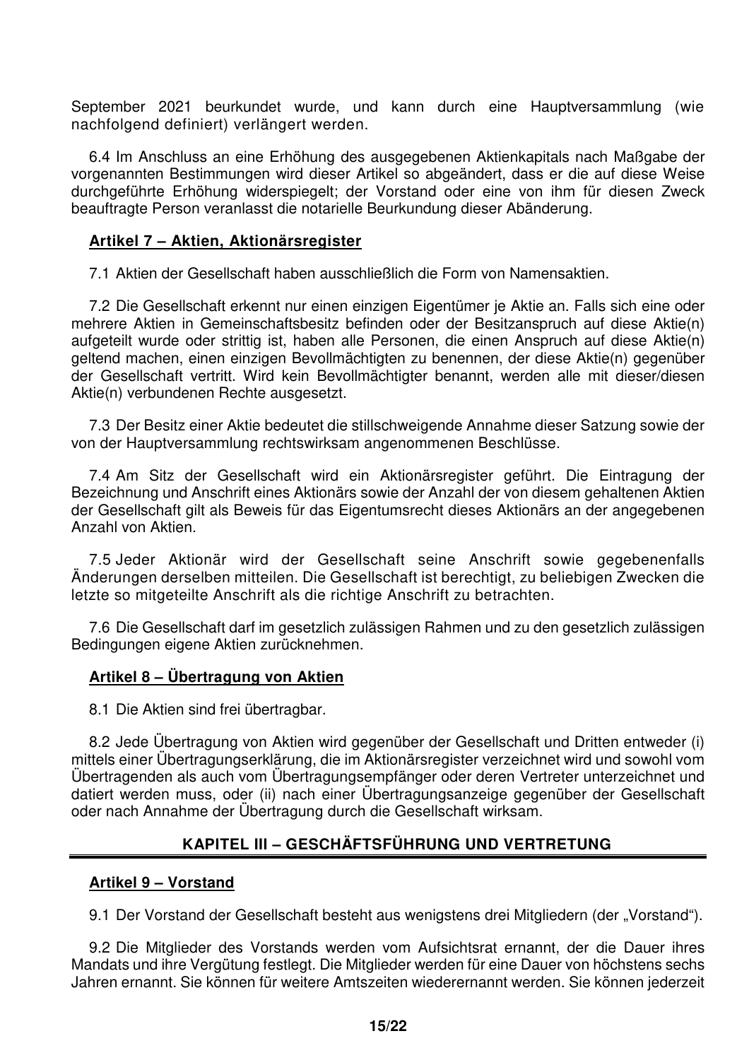September 2021 beurkundet wurde, und kann durch eine Hauptversammlung (wie nachfolgend definiert) verlängert werden.

6.4 Im Anschluss an eine Erhöhung des ausgegebenen Aktienkapitals nach Maßgabe der vorgenannten Bestimmungen wird dieser Artikel so abgeändert, dass er die auf diese Weise durchgeführte Erhöhung widerspiegelt; der Vorstand oder eine von ihm für diesen Zweck beauftragte Person veranlasst die notarielle Beurkundung dieser Abänderung.

### Artikel 7 – Aktien, Aktionärsregister

7.1 Aktien der Gesellschaft haben ausschließlich die Form von Namensaktien.

7.2 Die Gesellschaft erkennt nur einen einzigen Eigentümer je Aktie an. Falls sich eine oder mehrere Aktien in Gemeinschaftsbesitz befinden oder der Besitzanspruch auf diese Aktie(n) aufgeteilt wurde oder strittig ist, haben alle Personen, die einen Anspruch auf diese Aktie(n) geltend machen, einen einzigen Bevollmächtigten zu benennen, der diese Aktie(n) gegenüber der Gesellschaft vertritt. Wird kein Bevollmächtigter benannt, werden alle mit dieser/diesen Aktie(n) verbundenen Rechte ausgesetzt.

7.3 Der Besitz einer Aktie bedeutet die stillschweigende Annahme dieser Satzung sowie der von der Hauptversammlung rechtswirksam angenommenen Beschlüsse.

7.4 Am Sitz der Gesellschaft wird ein Aktionärsregister geführt. Die Eintragung der Bezeichnung und Anschrift eines Aktionärs sowie der Anzahl der von diesem gehaltenen Aktien der Gesellschaft gilt als Beweis für das Eigentumsrecht dieses Aktionärs an der angegebenen Anzahl von Aktien.

7.5 Jeder Aktionär wird der Gesellschaft seine Anschrift sowie gegebenenfalls Änderungen derselben mitteilen. Die Gesellschaft ist berechtigt, zu beliebigen Zwecken die letzte so mitgeteilte Anschrift als die richtige Anschrift zu betrachten.

7.6 Die Gesellschaft darf im gesetzlich zulässigen Rahmen und zu den gesetzlich zulässigen Bedingungen eigene Aktien zurücknehmen.

### Artikel 8 – Übertragung von Aktien

8.1 Die Aktien sind frei übertragbar.

8.2 Jede Übertragung von Aktien wird gegenüber der Gesellschaft und Dritten entweder (i) mittels einer Übertragungserklärung, die im Aktionärsregister verzeichnet wird und sowohl vom Übertragenden als auch vom Übertragungsempfänger oder deren Vertreter unterzeichnet und datiert werden muss, oder (ii) nach einer Übertragungsanzeige gegenüber der Gesellschaft oder nach Annahme der Übertragung durch die Gesellschaft wirksam.

## KAPITEL III – GESCHÄFTSFÜHRUNG UND VERTRETUNG

### Artikel 9 – Vorstand

9.1 Der Vorstand der Gesellschaft besteht aus wenigstens drei Mitgliedern (der „Vorstand").

9.2 Die Mitglieder des Vorstands werden vom Aufsichtsrat ernannt, der die Dauer ihres Mandats und ihre Vergütung festlegt. Die Mitglieder werden für eine Dauer von höchstens sechs Jahren ernannt. Sie können für weitere Amtszeiten wiederernannt werden. Sie können jederzeit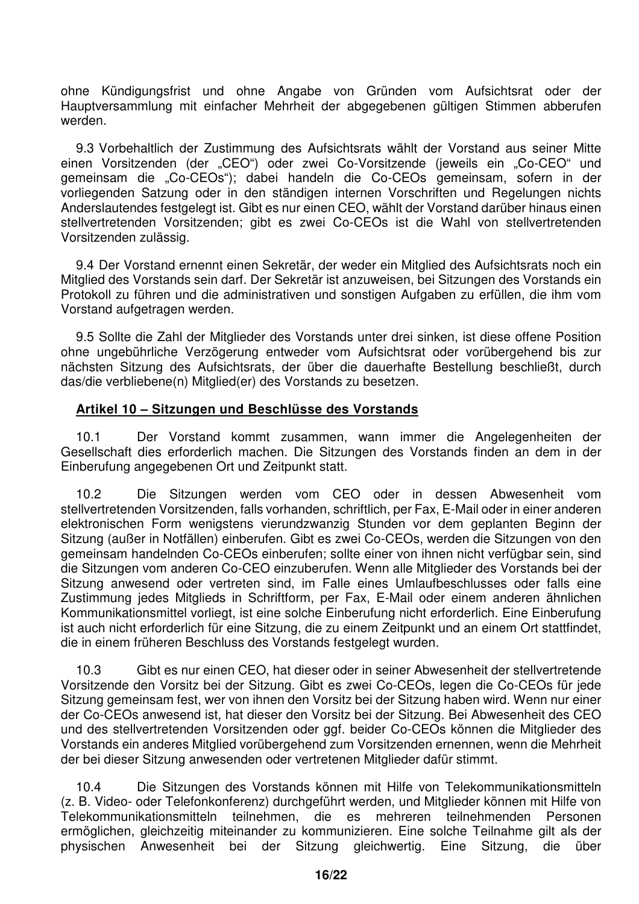ohne Kündigungsfrist und ohne Angabe von Gründen vom Aufsichtsrat oder der Hauptversammlung mit einfacher Mehrheit der abgegebenen gültigen Stimmen abberufen werden.

9.3 Vorbehaltlich der Zustimmung des Aufsichtsrats wählt der Vorstand aus seiner Mitte einen Vorsitzenden (der „CEO") oder zwei Co-Vorsitzende (jeweils ein „Co-CEO" und gemeinsam die „Co-CEOs"); dabei handeln die Co-CEOs gemeinsam, sofern in der vorliegenden Satzung oder in den ständigen internen Vorschriften und Regelungen nichts Anderslautendes festgelegt ist. Gibt es nur einen CEO, wählt der Vorstand darüber hinaus einen stellvertretenden Vorsitzenden; gibt es zwei Co-CEOs ist die Wahl von stellvertretenden Vorsitzenden zulässig.

9.4 Der Vorstand ernennt einen Sekretär, der weder ein Mitglied des Aufsichtsrats noch ein Mitglied des Vorstands sein darf. Der Sekretär ist anzuweisen, bei Sitzungen des Vorstands ein Protokoll zu führen und die administrativen und sonstigen Aufgaben zu erfüllen, die ihm vom Vorstand aufgetragen werden.

9.5 Sollte die Zahl der Mitglieder des Vorstands unter drei sinken, ist diese offene Position ohne ungebührliche Verzögerung entweder vom Aufsichtsrat oder vorübergehend bis zur nächsten Sitzung des Aufsichtsrats, der über die dauerhafte Bestellung beschließt, durch das/die verbliebene(n) Mitglied(er) des Vorstands zu besetzen.

## Artikel 10 – Sitzungen und Beschlüsse des Vorstands

10.1 Der Vorstand kommt zusammen, wann immer die Angelegenheiten der Gesellschaft dies erforderlich machen. Die Sitzungen des Vorstands finden an dem in der Einberufung angegebenen Ort und Zeitpunkt statt.

10.2 Die Sitzungen werden vom CEO oder in dessen Abwesenheit vom stellvertretenden Vorsitzenden, falls vorhanden, schriftlich, per Fax, E-Mail oder in einer anderen elektronischen Form wenigstens vierundzwanzig Stunden vor dem geplanten Beginn der Sitzung (außer in Notfällen) einberufen. Gibt es zwei Co-CEOs, werden die Sitzungen von den gemeinsam handelnden Co-CEOs einberufen; sollte einer von ihnen nicht verfügbar sein, sind die Sitzungen vom anderen Co-CEO einzuberufen. Wenn alle Mitglieder des Vorstands bei der Sitzung anwesend oder vertreten sind, im Falle eines Umlaufbeschlusses oder falls eine Zustimmung jedes Mitglieds in Schriftform, per Fax, E-Mail oder einem anderen ähnlichen Kommunikationsmittel vorliegt, ist eine solche Einberufung nicht erforderlich. Eine Einberufung ist auch nicht erforderlich für eine Sitzung, die zu einem Zeitpunkt und an einem Ort stattfindet, die in einem früheren Beschluss des Vorstands festgelegt wurden.

10.3 Gibt es nur einen CEO, hat dieser oder in seiner Abwesenheit der stellvertretende Vorsitzende den Vorsitz bei der Sitzung. Gibt es zwei Co-CEOs, legen die Co-CEOs für jede Sitzung gemeinsam fest, wer von ihnen den Vorsitz bei der Sitzung haben wird. Wenn nur einer der Co-CEOs anwesend ist, hat dieser den Vorsitz bei der Sitzung. Bei Abwesenheit des CEO und des stellvertretenden Vorsitzenden oder ggf. beider Co-CEOs können die Mitglieder des Vorstands ein anderes Mitglied vorübergehend zum Vorsitzenden ernennen, wenn die Mehrheit der bei dieser Sitzung anwesenden oder vertretenen Mitglieder dafür stimmt.

10.4 Die Sitzungen des Vorstands können mit Hilfe von Telekommunikationsmitteln (z. B. Video- oder Telefonkonferenz) durchgeführt werden, und Mitglieder können mit Hilfe von Telekommunikationsmitteln teilnehmen, die es mehreren teilnehmenden Personen ermöglichen, gleichzeitig miteinander zu kommunizieren. Eine solche Teilnahme gilt als der physischen Anwesenheit bei der Sitzung gleichwertig. Eine Sitzung, die über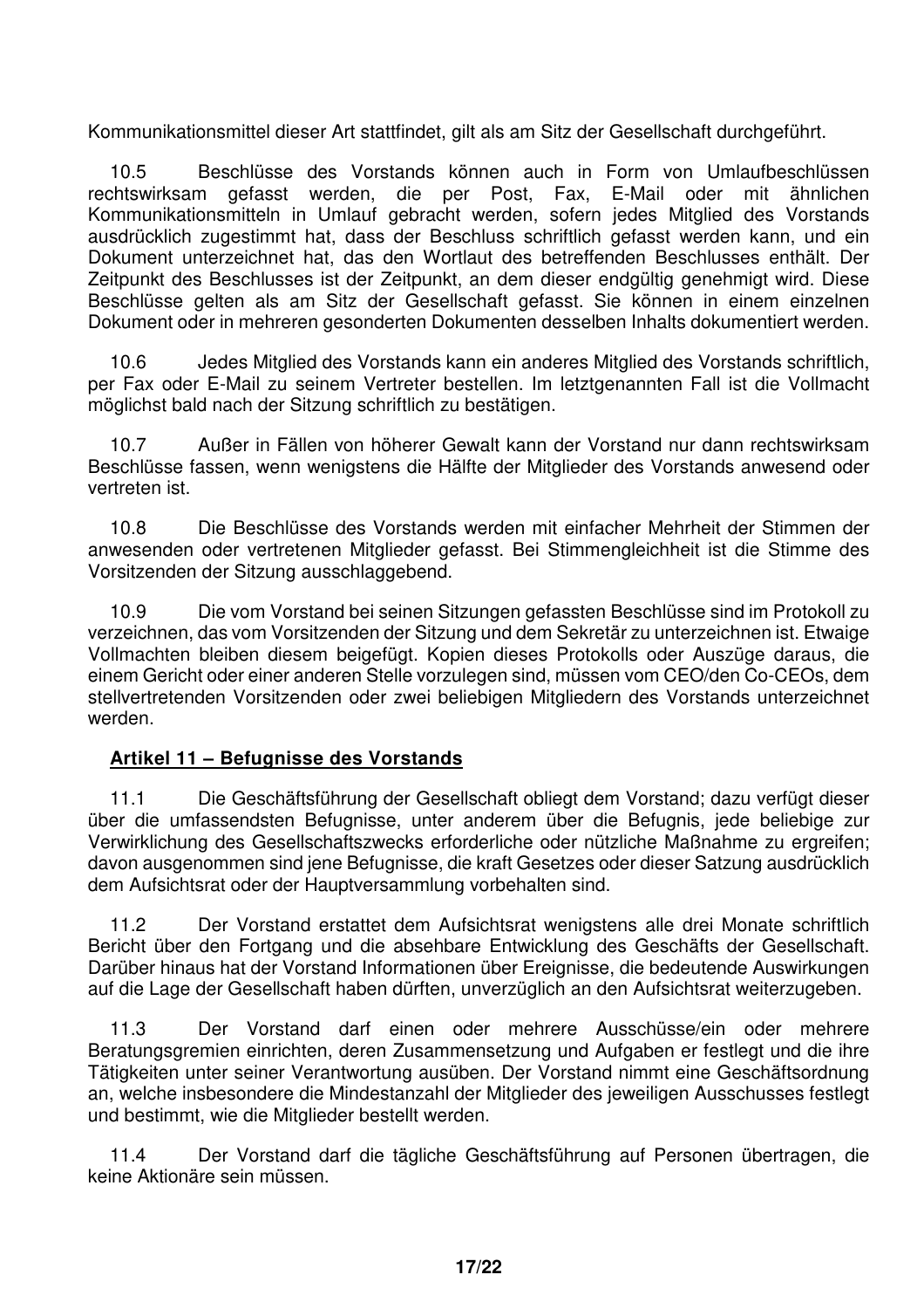Kommunikationsmittel dieser Art stattfindet, gilt als am Sitz der Gesellschaft durchgeführt.

10.5 Beschlüsse des Vorstands können auch in Form von Umlaufbeschlüssen rechtswirksam gefasst werden, die per Post, Fax, E-Mail oder mit ähnlichen Kommunikationsmitteln in Umlauf gebracht werden, sofern jedes Mitglied des Vorstands ausdrücklich zugestimmt hat, dass der Beschluss schriftlich gefasst werden kann, und ein Dokument unterzeichnet hat, das den Wortlaut des betreffenden Beschlusses enthält. Der Zeitpunkt des Beschlusses ist der Zeitpunkt, an dem dieser endgültig genehmigt wird. Diese Beschlüsse gelten als am Sitz der Gesellschaft gefasst. Sie können in einem einzelnen Dokument oder in mehreren gesonderten Dokumenten desselben Inhalts dokumentiert werden.

10.6 Jedes Mitglied des Vorstands kann ein anderes Mitglied des Vorstands schriftlich, per Fax oder E-Mail zu seinem Vertreter bestellen. Im letztgenannten Fall ist die Vollmacht möglichst bald nach der Sitzung schriftlich zu bestätigen.

10.7 Außer in Fällen von höherer Gewalt kann der Vorstand nur dann rechtswirksam Beschlüsse fassen, wenn wenigstens die Hälfte der Mitglieder des Vorstands anwesend oder vertreten ist.

10.8 Die Beschlüsse des Vorstands werden mit einfacher Mehrheit der Stimmen der anwesenden oder vertretenen Mitglieder gefasst. Bei Stimmengleichheit ist die Stimme des Vorsitzenden der Sitzung ausschlaggebend.

10.9 Die vom Vorstand bei seinen Sitzungen gefassten Beschlüsse sind im Protokoll zu verzeichnen, das vom Vorsitzenden der Sitzung und dem Sekretär zu unterzeichnen ist. Etwaige Vollmachten bleiben diesem beigefügt. Kopien dieses Protokolls oder Auszüge daraus, die einem Gericht oder einer anderen Stelle vorzulegen sind, müssen vom CEO/den Co-CEOs, dem stellvertretenden Vorsitzenden oder zwei beliebigen Mitgliedern des Vorstands unterzeichnet werden.

## Artikel 11 – Befugnisse des Vorstands

11.1 Die Geschäftsführung der Gesellschaft obliegt dem Vorstand; dazu verfügt dieser über die umfassendsten Befugnisse, unter anderem über die Befugnis, jede beliebige zur Verwirklichung des Gesellschaftszwecks erforderliche oder nützliche Maßnahme zu ergreifen; davon ausgenommen sind jene Befugnisse, die kraft Gesetzes oder dieser Satzung ausdrücklich dem Aufsichtsrat oder der Hauptversammlung vorbehalten sind.

11.2 Der Vorstand erstattet dem Aufsichtsrat wenigstens alle drei Monate schriftlich Bericht über den Fortgang und die absehbare Entwicklung des Geschäfts der Gesellschaft. Darüber hinaus hat der Vorstand Informationen über Ereignisse, die bedeutende Auswirkungen auf die Lage der Gesellschaft haben dürften, unverzüglich an den Aufsichtsrat weiterzugeben.

11.3 Der Vorstand darf einen oder mehrere Ausschüsse/ein oder mehrere Beratungsgremien einrichten, deren Zusammensetzung und Aufgaben er festlegt und die ihre Tätigkeiten unter seiner Verantwortung ausüben. Der Vorstand nimmt eine Geschäftsordnung an, welche insbesondere die Mindestanzahl der Mitglieder des jeweiligen Ausschusses festlegt und bestimmt, wie die Mitglieder bestellt werden.

11.4 Der Vorstand darf die tägliche Geschäftsführung auf Personen übertragen, die keine Aktionäre sein müssen.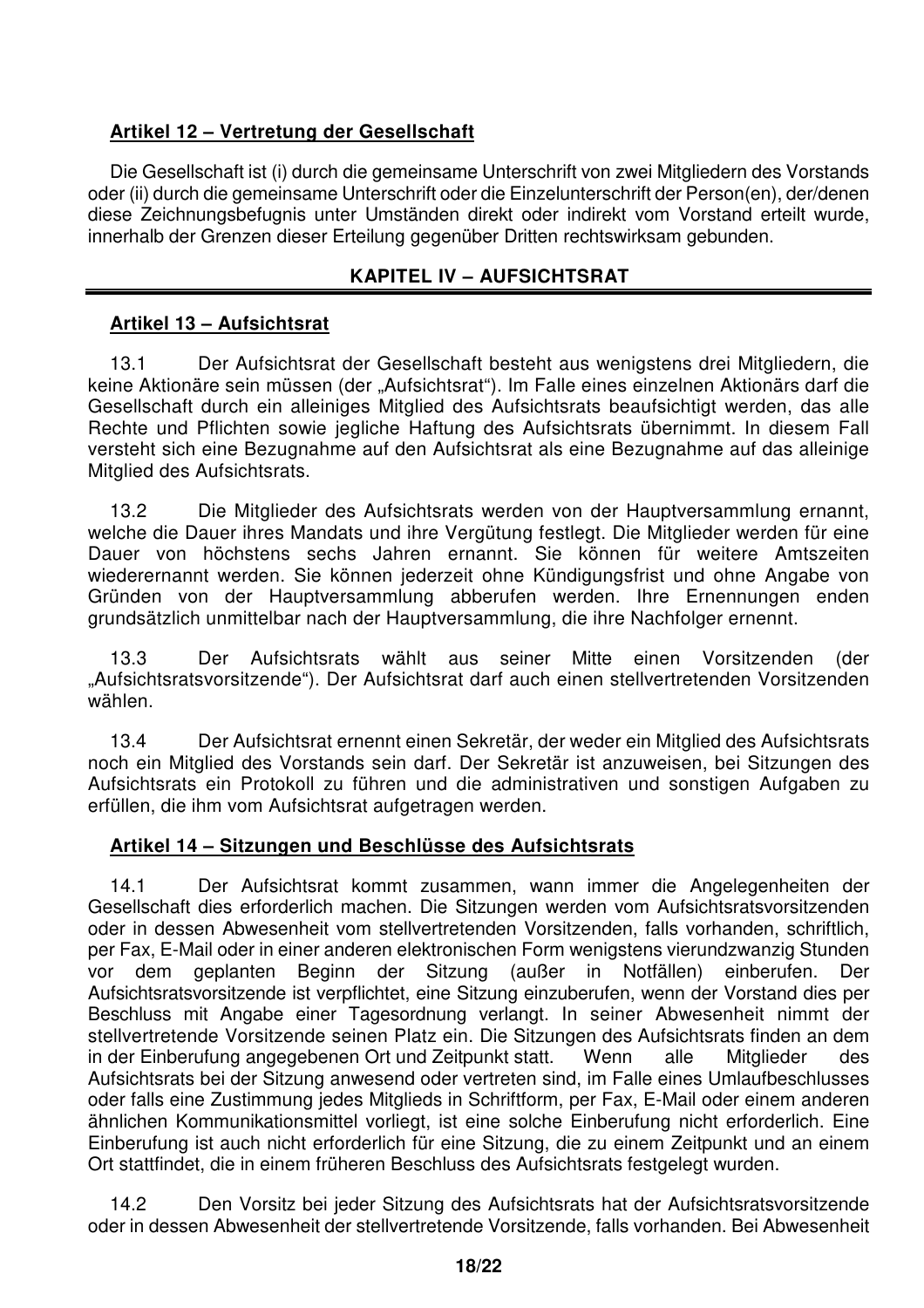**Artikel 12 – Vertretung der Gesellschaft**

Die Gesellschaft ist (i) durch die gemeinsame Unterschrift von zwei Mitgliedern des Vorstands oder (ii) durch die gemeinsame Unterschrift oder die Einzelunterschrift der Person(en), der/denen diese Zeichnungsbefugnis unter Umständen direkt oder indirekt vom Vorstand erteilt wurde, innerhalb der Grenzen dieser Erteilung gegenüber Dritten rechtswirksam gebunden.

## KAPITEL IV – AUFSICHTSRAT

**Artikel 13 – Aufsichtsrat**

13.1 Der Aufsichtsrat der Gesellschaft besteht aus wenigstens drei Mitgliedern, die keine Aktionäre sein müssen (der „Aufsichtsrat"). Im Falle eines einzelnen Aktionärs darf die Gesellschaft durch ein alleiniges Mitglied des Aufsichtsrats beaufsichtigt werden, das alle Rechte und Pflichten sowie jegliche Haftung des Aufsichtsrats übernimmt. In diesem Fall versteht sich eine Bezugnahme auf den Aufsichtsrat als eine Bezugnahme auf das alleinige Mitglied des Aufsichtsrats.

13.2 Die Mitglieder des Aufsichtsrats werden von der Hauptversammlung ernannt, welche die Dauer ihres Mandats und ihre Vergütung festlegt. Die Mitglieder werden für eine Dauer von höchstens sechs Jahren ernannt. Sie können für weitere Amtszeiten wiederernannt werden. Sie können jederzeit ohne Kündigungsfrist und ohne Angabe von Gründen von der Hauptversammlung abberufen werden. Ihre Ernennungen enden grundsätzlich unmittelbar nach der Hauptversammlung, die ihre Nachfolger ernennt.

13.3 Der Aufsichtsrats wählt aus seiner Mitte einen Vorsitzenden (der „Aufsichtsratsvorsitzende"). Der Aufsichtsrat darf auch einen stellvertretenden Vorsitzenden wählen.

13.4 Der Aufsichtsrat ernennt einen Sekretär, der weder ein Mitglied des Aufsichtsrats noch ein Mitglied des Vorstands sein darf. Der Sekretär ist anzuweisen, bei Sitzungen des Aufsichtsrats ein Protokoll zu führen und die administrativen und sonstigen Aufgaben zu erfüllen, die ihm vom Aufsichtsrat aufgetragen werden.

**Artikel 14 – Sitzungen und Beschlüsse des Aufsichtsrats**

14.1 Der Aufsichtsrat kommt zusammen, wann immer die Angelegenheiten der Gesellschaft dies erforderlich machen. Die Sitzungen werden vom Aufsichtsratsvorsitzenden oder in dessen Abwesenheit vom stellvertretenden Vorsitzenden, falls vorhanden, schriftlich, per Fax, E-Mail oder in einer anderen elektronischen Form wenigstens vierundzwanzig Stunden vor dem geplanten Beginn der Sitzung (außer in Notfällen) einberufen. Der Aufsichtsratsvorsitzende ist verpflichtet, eine Sitzung einzuberufen, wenn der Vorstand dies per Beschluss mit Angabe einer Tagesordnung verlangt. In seiner Abwesenheit nimmt der stellvertretende Vorsitzende seinen Platz ein. Die Sitzungen des Aufsichtsrats finden an dem in der Einberufung angegebenen Ort und Zeitpunkt statt. Wenn alle Mitglieder des Aufsichtsrats bei der Sitzung anwesend oder vertreten sind, im Falle eines Umlaufbeschlusses oder falls eine Zustimmung jedes Mitglieds in Schriftform, per Fax, E-Mail oder einem anderen ähnlichen Kommunikationsmittel vorliegt, ist eine solche Einberufung nicht erforderlich. Eine Einberufung ist auch nicht erforderlich für eine Sitzung, die zu einem Zeitpunkt und an einem Ort stattfindet, die in einem früheren Beschluss des Aufsichtsrats festgelegt wurden.

14.2 Den Vorsitz bei jeder Sitzung des Aufsichtsrats hat der Aufsichtsratsvorsitzende oder in dessen Abwesenheit der stellvertretende Vorsitzende, falls vorhanden. Bei Abwesenheit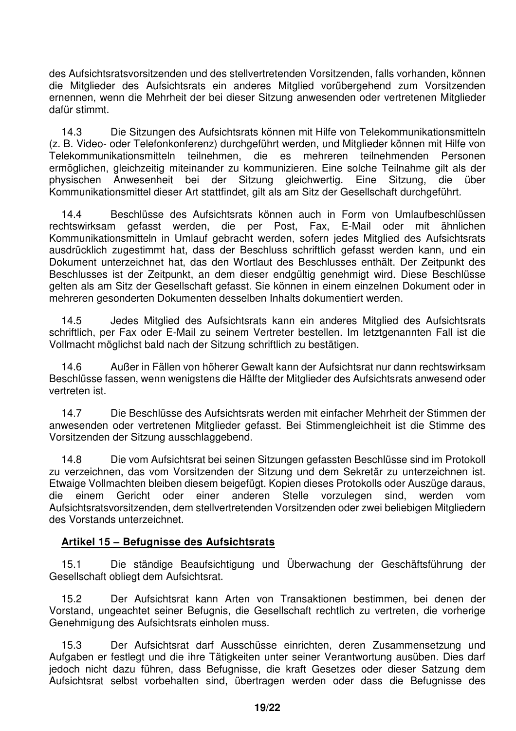des Aufsichtsratsvorsitzenden und des stellvertretenden Vorsitzenden, falls vorhanden, können die Mitglieder des Aufsichtsrats ein anderes Mitglied vorübergehend zum Vorsitzenden ernennen, wenn die Mehrheit der bei dieser Sitzung anwesenden oder vertretenen Mitglieder dafür stimmt.

14.3 Die Sitzungen des Aufsichtsrats können mit Hilfe von Telekommunikationsmitteln (z. B. Video- oder Telefonkonferenz) durchgeführt werden, und Mitglieder können mit Hilfe von Telekommunikationsmitteln teilnehmen, die es mehreren teilnehmenden Personen ermöglichen, gleichzeitig miteinander zu kommunizieren. Eine solche Teilnahme gilt als der physischen Anwesenheit bei der Sitzung gleichwertig. Eine Sitzung, die über Kommunikationsmittel dieser Art stattfindet, gilt als am Sitz der Gesellschaft durchgeführt.

14.4 Beschlüsse des Aufsichtsrats können auch in Form von Umlaufbeschlüssen rechtswirksam gefasst werden, die per Post, Fax, E-Mail oder mit ähnlichen Kommunikationsmitteln in Umlauf gebracht werden, sofern jedes Mitglied des Aufsichtsrats ausdrücklich zugestimmt hat, dass der Beschluss schriftlich gefasst werden kann, und ein Dokument unterzeichnet hat, das den Wortlaut des Beschlusses enthält. Der Zeitpunkt des Beschlusses ist der Zeitpunkt, an dem dieser endgültig genehmigt wird. Diese Beschlüsse gelten als am Sitz der Gesellschaft gefasst. Sie können in einem einzelnen Dokument oder in mehreren gesonderten Dokumenten desselben Inhalts dokumentiert werden.

14.5 Jedes Mitglied des Aufsichtsrats kann ein anderes Mitglied des Aufsichtsrats schriftlich, per Fax oder E-Mail zu seinem Vertreter bestellen. Im letztgenannten Fall ist die Vollmacht möglichst bald nach der Sitzung schriftlich zu bestätigen.

14.6 Außer in Fällen von höherer Gewalt kann der Aufsichtsrat nur dann rechtswirksam Beschlüsse fassen, wenn wenigstens die Hälfte der Mitglieder des Aufsichtsrats anwesend oder vertreten ist.

14.7 Die Beschlüsse des Aufsichtsrats werden mit einfacher Mehrheit der Stimmen der anwesenden oder vertretenen Mitglieder gefasst. Bei Stimmengleichheit ist die Stimme des Vorsitzenden der Sitzung ausschlaggebend.

14.8 Die vom Aufsichtsrat bei seinen Sitzungen gefassten Beschlüsse sind im Protokoll zu verzeichnen, das vom Vorsitzenden der Sitzung und dem Sekretär zu unterzeichnen ist. Etwaige Vollmachten bleiben diesem beigefügt. Kopien dieses Protokolls oder Auszüge daraus, die einem Gericht oder einer anderen Stelle vorzulegen sind, werden vom Aufsichtsratsvorsitzenden, dem stellvertretenden Vorsitzenden oder zwei beliebigen Mitgliedern des Vorstands unterzeichnet.

## Artikel 15 – Befugnisse des Aufsichtsrats

15.1 Die ständige Beaufsichtigung und Überwachung der Geschäftsführung der Gesellschaft obliegt dem Aufsichtsrat.

15.2 Der Aufsichtsrat kann Arten von Transaktionen bestimmen, bei denen der Vorstand, ungeachtet seiner Befugnis, die Gesellschaft rechtlich zu vertreten, die vorherige Genehmigung des Aufsichtsrats einholen muss.

15.3 Der Aufsichtsrat darf Ausschüsse einrichten, deren Zusammensetzung und Aufgaben er festlegt und die ihre Tätigkeiten unter seiner Verantwortung ausüben. Dies darf jedoch nicht dazu führen, dass Befugnisse, die kraft Gesetzes oder dieser Satzung dem Aufsichtsrat selbst vorbehalten sind, übertragen werden oder dass die Befugnisse des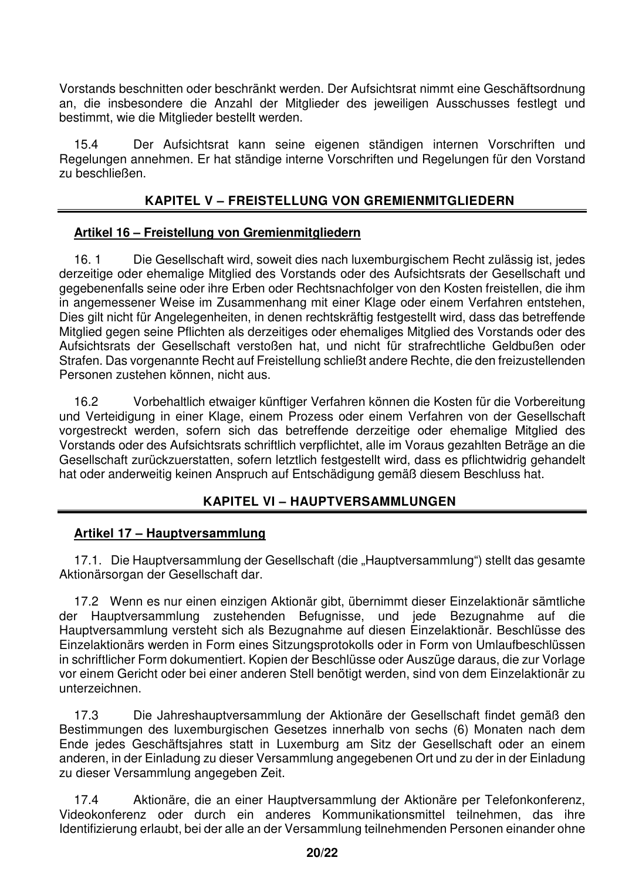Vorstands beschnitten oder beschränkt werden. Der Aufsichtsrat nimmt eine Geschäftsordnung an, die insbesondere die Anzahl der Mitglieder des jeweiligen Ausschusses festlegt und bestimmt, wie die Mitglieder bestellt werden.

15.4 Der Aufsichtsrat kann seine eigenen ständigen internen Vorschriften und Regelungen annehmen. Er hat ständige interne Vorschriften und Regelungen für den Vorstand zu beschließen.

## KAPITEL V – FREISTELLUNG VON GREMIENMITGLIEDERN

### Artikel 16 – Freistellung von Gremienmitgliedern

16. 1 Die Gesellschaft wird, soweit dies nach luxemburgischem Recht zulässig ist, jedes derzeitige oder ehemalige Mitglied des Vorstands oder des Aufsichtsrats der Gesellschaft und gegebenenfalls seine oder ihre Erben oder Rechtsnachfolger von den Kosten freistellen, die ihm in angemessener Weise im Zusammenhang mit einer Klage oder einem Verfahren entstehen, Dies gilt nicht für Angelegenheiten, in denen rechtskräftig festgestellt wird, dass das betreffende Mitglied gegen seine Pflichten als derzeitiges oder ehemaliges Mitglied des Vorstands oder des Aufsichtsrats der Gesellschaft verstoßen hat, und nicht für strafrechtliche Geldbußen oder Strafen. Das vorgenannte Recht auf Freistellung schließt andere Rechte, die den freizustellenden Personen zustehen können, nicht aus.

16.2 Vorbehaltlich etwaiger künftiger Verfahren können die Kosten für die Vorbereitung und Verteidigung in einer Klage, einem Prozess oder einem Verfahren von der Gesellschaft vorgestreckt werden, sofern sich das betreffende derzeitige oder ehemalige Mitglied des Vorstands oder des Aufsichtsrats schriftlich verpflichtet, alle im Voraus gezahlten Beträge an die Gesellschaft zurückzuerstatten, sofern letztlich festgestellt wird, dass es pflichtwidrig gehandelt hat oder anderweitig keinen Anspruch auf Entschädigung gemäß diesem Beschluss hat.

## KAPITEL VI – HAUPTVERSAMMLUNGEN

### Artikel 17 – Hauptversammlung

17.1. Die Hauptversammlung der Gesellschaft (die „Hauptversammlung") stellt das gesamte Aktionärsorgan der Gesellschaft dar.

17.2 Wenn es nur einen einzigen Aktionär gibt, übernimmt dieser Einzelaktionär sämtliche der Hauptversammlung zustehenden Befugnisse, und jede Bezugnahme auf die Hauptversammlung versteht sich als Bezugnahme auf diesen Einzelaktionär. Beschlüsse des Einzelaktionärs werden in Form eines Sitzungsprotokolls oder in Form von Umlaufbeschlüssen in schriftlicher Form dokumentiert. Kopien der Beschlüsse oder Auszüge daraus, die zur Vorlage vor einem Gericht oder bei einer anderen Stell benötigt werden, sind von dem Einzelaktionär zu unterzeichnen.

17.3 Die Jahreshauptversammlung der Aktionäre der Gesellschaft findet gemäß den Bestimmungen des luxemburgischen Gesetzes innerhalb von sechs (6) Monaten nach dem Ende jedes Geschäftsjahres statt in Luxemburg am Sitz der Gesellschaft oder an einem anderen, in der Einladung zu dieser Versammlung angegebenen Ort und zu der in der Einladung zu dieser Versammlung angegeben Zeit.

17.4 Aktionäre, die an einer Hauptversammlung der Aktionäre per Telefonkonferenz, Videokonferenz oder durch ein anderes Kommunikationsmittel teilnehmen, das ihre Identifizierung erlaubt, bei der alle an der Versammlung teilnehmenden Personen einander ohne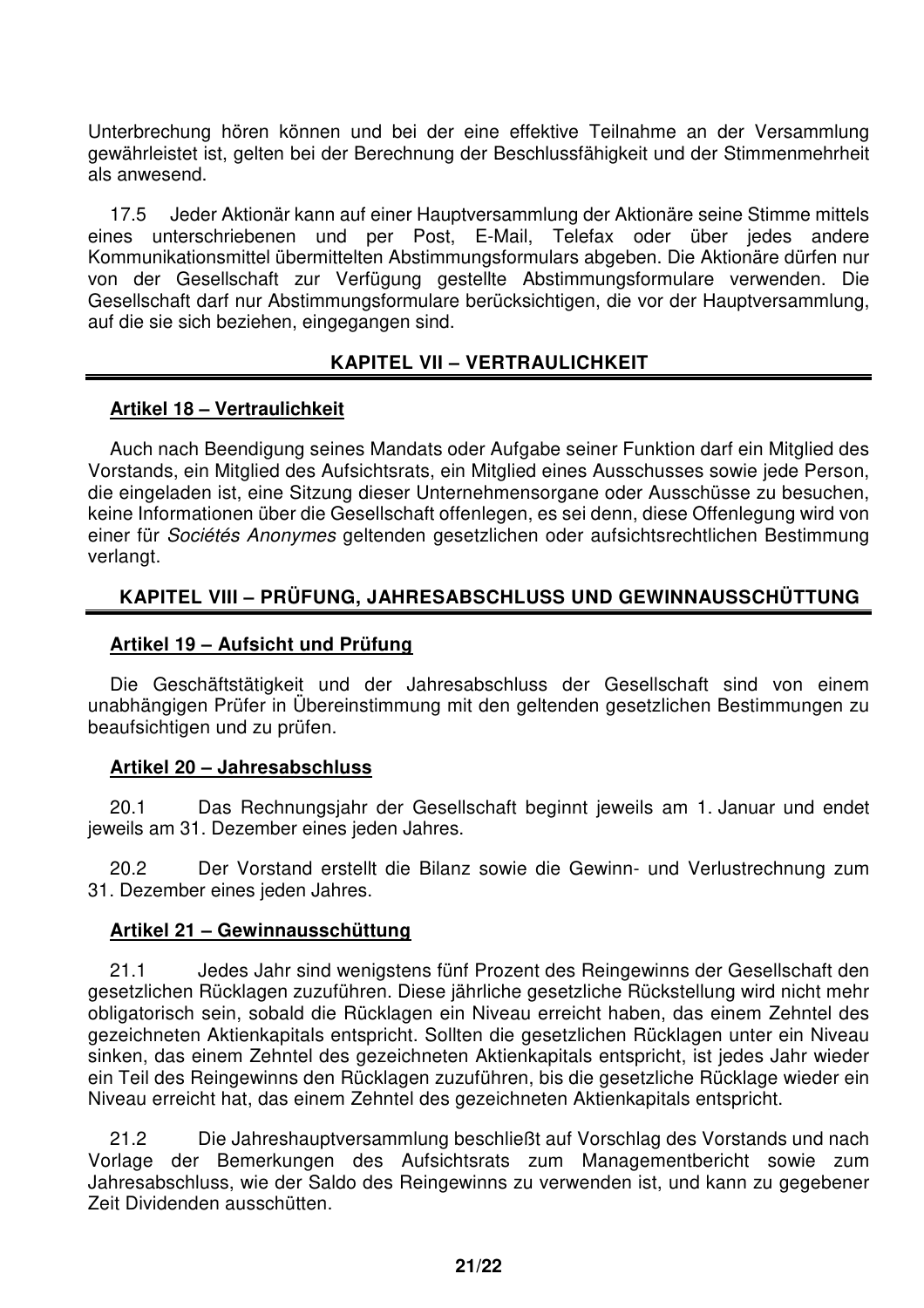Unterbrechung hören können und bei der eine effektive Teilnahme an der Versammlung gewährleistet ist, gelten bei der Berechnung der Beschlussfähigkeit und der Stimmenmehrheit als anwesend.

17.5 Jeder Aktionär kann auf einer Hauptversammlung der Aktionäre seine Stimme mittels eines unterschriebenen und per Post, E-Mail, Telefax oder über jedes andere Kommunikationsmittel übermittelten Abstimmungsformulars abgeben. Die Aktionäre dürfen nur von der Gesellschaft zur Verfügung gestellte Abstimmungsformulare verwenden. Die Gesellschaft darf nur Abstimmungsformulare berücksichtigen, die vor der Hauptversammlung, auf die sie sich beziehen, eingegangen sind.

## KAPITEL VII – VERTRAULICHKEIT

### Artikel 18 – Vertraulichkeit

Auch nach Beendigung seines Mandats oder Aufgabe seiner Funktion darf ein Mitglied des Vorstands, ein Mitglied des Aufsichtsrats, ein Mitglied eines Ausschusses sowie jede Person, die eingeladen ist, eine Sitzung dieser Unternehmensorgane oder Ausschüsse zu besuchen, keine Informationen über die Gesellschaft offenlegen, es sei denn, diese Offenlegung wird von einer für *Sociétés Anonymes* geltenden gesetzlichen oder aufsichtsrechtlichen Bestimmung verlangt.

## KAPITEL VIII – PRÜFUNG, JAHRESABSCHLUSS UND GEWINNAUSSCHÜTTUNG

### Artikel 19 – Aufsicht und Prüfung

Die Geschäftstätigkeit und der Jahresabschluss der Gesellschaft sind von einem unabhängigen Prüfer in Übereinstimmung mit den geltenden gesetzlichen Bestimmungen zu beaufsichtigen und zu prüfen.

### Artikel 20 – Jahresabschluss

20.1 Das Rechnungsjahr der Gesellschaft beginnt jeweils am 1. Januar und endet jeweils am 31. Dezember eines jeden Jahres.

20.2 Der Vorstand erstellt die Bilanz sowie die Gewinn- und Verlustrechnung zum 31. Dezember eines jeden Jahres.

### Artikel 21 – Gewinnausschüttung

21.1 Jedes Jahr sind wenigstens fünf Prozent des Reingewinns der Gesellschaft den gesetzlichen Rücklagen zuzuführen. Diese jährliche gesetzliche Rückstellung wird nicht mehr obligatorisch sein, sobald die Rücklagen ein Niveau erreicht haben, das einem Zehntel des gezeichneten Aktienkapitals entspricht. Sollten die gesetzlichen Rücklagen unter ein Niveau sinken, das einem Zehntel des gezeichneten Aktienkapitals entspricht, ist jedes Jahr wieder ein Teil des Reingewinns den Rücklagen zuzuführen, bis die gesetzliche Rücklage wieder ein Niveau erreicht hat, das einem Zehntel des gezeichneten Aktienkapitals entspricht.

21.2 Die Jahreshauptversammlung beschließt auf Vorschlag des Vorstands und nach Vorlage der Bemerkungen des Aufsichtsrats zum Managementbericht sowie zum Jahresabschluss, wie der Saldo des Reingewinns zu verwenden ist, und kann zu gegebener Zeit Dividenden ausschütten.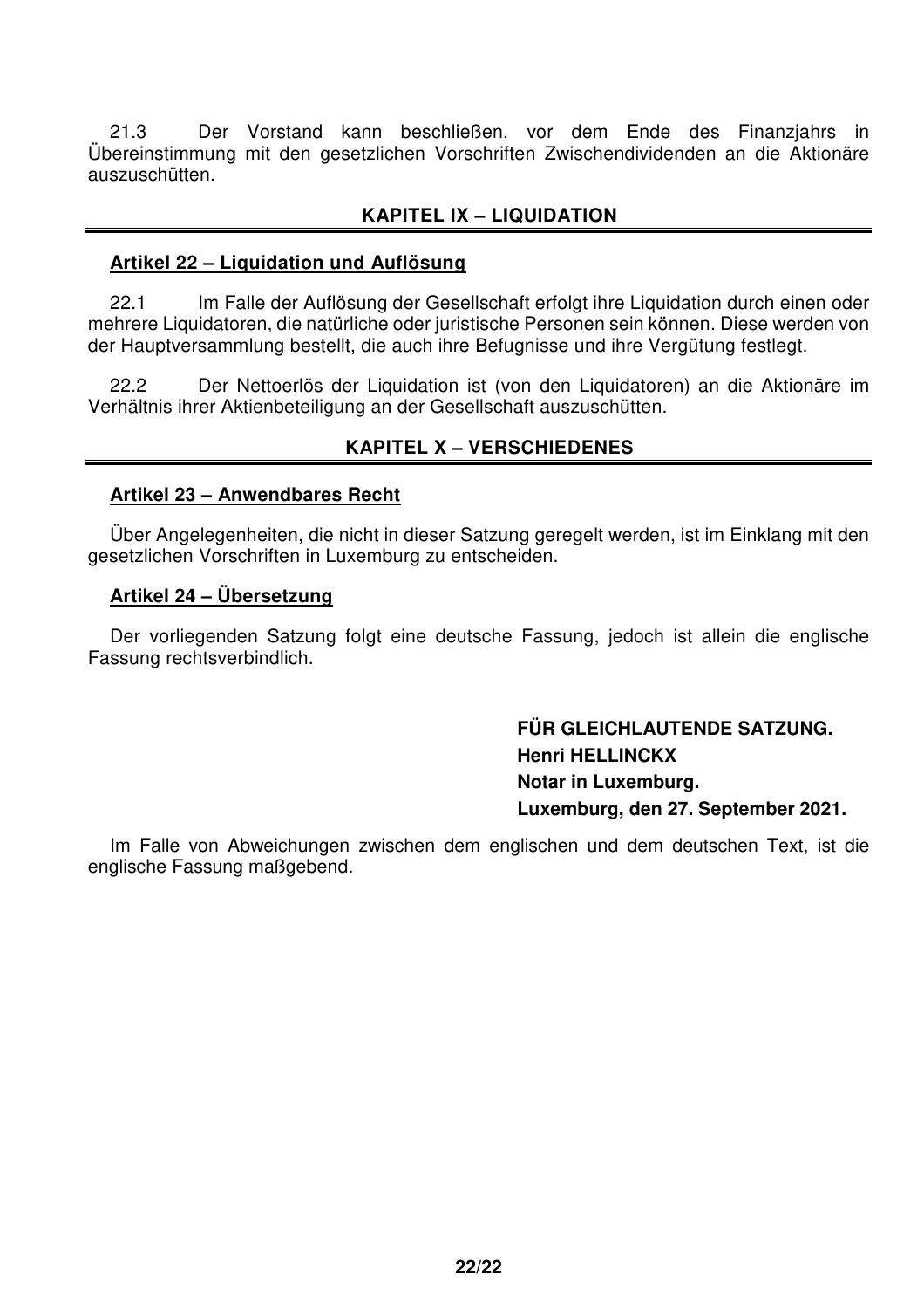21.3 Der Vorstand kann beschließen, vor dem Ende des Finanzjahrs in Übereinstimmung mit den gesetzlichen Vorschriften Zwischendividenden an die Aktionäre auszuschütten.

## KAPITEL IX – LIQUIDATION

### Artikel 22 – Liquidation und Auflösung

22.1 Im Falle der Auflösung der Gesellschaft erfolgt ihre Liquidation durch einen oder mehrere Liquidatoren, die natürliche oder juristische Personen sein können. Diese werden von der Hauptversammlung bestellt, die auch ihre Befugnisse und ihre Vergütung festlegt.

22.2 Der Nettoerlös der Liquidation ist (von den Liquidatoren) an die Aktionäre im Verhältnis ihrer Aktienbeteiligung an der Gesellschaft auszuschütten.

## KAPITEL X – VERSCHIEDENES

### Artikel 23 – Anwendbares Recht

Über Angelegenheiten, die nicht in dieser Satzung geregelt werden, ist im Einklang mit den gesetzlichen Vorschriften in Luxemburg zu entscheiden.

### Artikel 24 – Übersetzung

Der vorliegenden Satzung folgt eine deutsche Fassung, jedoch ist allein die englische Fassung rechtsverbindlich.

**FÜR GLEICHLAUTENDE SATZUNG.**
**Henri HELLINCKX**
**Notar in Luxemburg.**
**Luxemburg, den 27. September 2021.**

Im Falle von Abweichungen zwischen dem englischen und dem deutschen Text, ist die englische Fassung maßgebend.